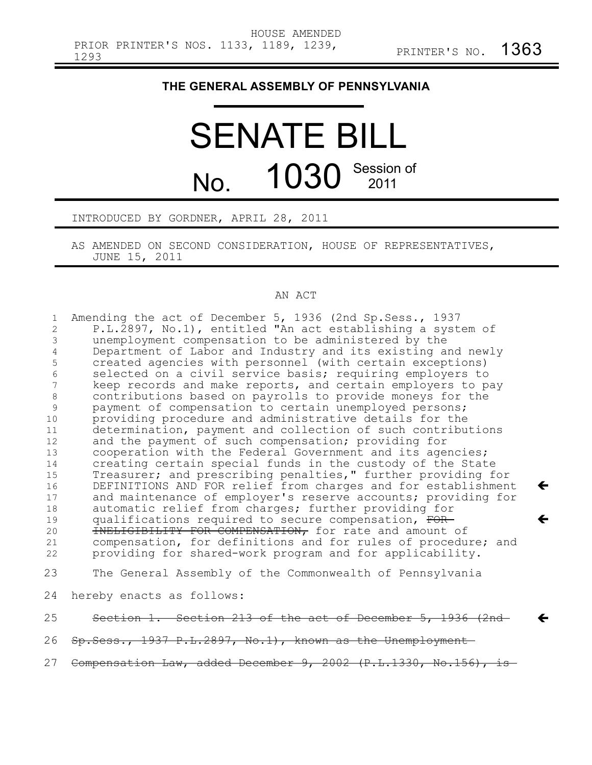HOUSE AMENDED
PRIOR PRINTER'S NOS. 1133, 1189, 1239, 1293

PRINTER'S NO. 1363

**THE GENERAL ASSEMBLY OF PENNSYLVANIA**

# SENATE BILL

# No. 1030 Session of 2011

INTRODUCED BY GORDNER, APRIL 28, 2011

AS AMENDED ON SECOND CONSIDERATION, HOUSE OF REPRESENTATIVES, JUNE 15, 2011

## AN ACT

Amending the act of December 5, 1936 (2nd Sp.Sess., 1937 P.L.2897, No.1), entitled "An act establishing a system of unemployment compensation to be administered by the Department of Labor and Industry and its existing and newly created agencies with personnel (with certain exceptions) selected on a civil service basis; requiring employers to keep records and make reports, and certain employers to pay contributions based on payrolls to provide moneys for the payment of compensation to certain unemployed persons; providing procedure and administrative details for the determination, payment and collection of such contributions and the payment of such compensation; providing for cooperation with the Federal Government and its agencies; creating certain special funds in the custody of the State Treasurer; and prescribing penalties," further providing for DEFINITIONS AND FOR relief from charges and for establishment and maintenance of employer's reserve accounts; providing for automatic relief from charges; further providing for qualifications required to secure compensation, ~~FOR INELIGIBILITY FOR COMPENSATION,~~ for rate and amount of compensation, for definitions and for rules of procedure; and providing for shared-work program and for applicability.

The General Assembly of the Commonwealth of Pennsylvania hereby enacts as follows:

~~Section 1. Section 213 of the act of December 5, 1936 (2nd Sp.Sess., 1937 P.L.2897, No.1), known as the Unemployment Compensation Law, added December 9, 2002 (P.L.1330, No.156), is~~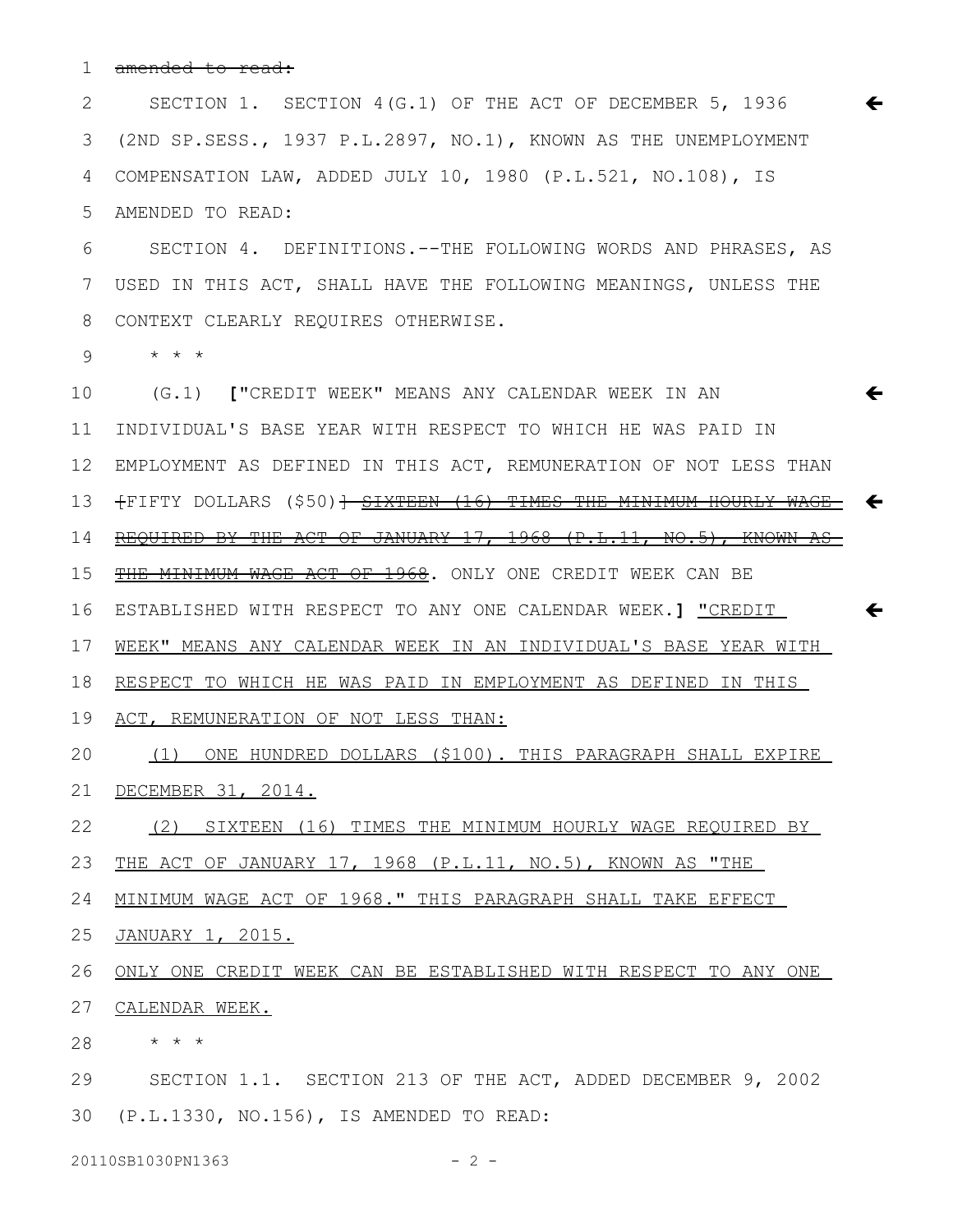~~amended to read:~~

SECTION 1. SECTION 4(G.1) OF THE ACT OF DECEMBER 5, 1936 (2ND SP.SESS., 1937 P.L.2897, NO.1), KNOWN AS THE UNEMPLOYMENT COMPENSATION LAW, ADDED JULY 10, 1980 (P.L.521, NO.108), IS AMENDED TO READ:

SECTION 4. DEFINITIONS.--THE FOLLOWING WORDS AND PHRASES, AS USED IN THIS ACT, SHALL HAVE THE FOLLOWING MEANINGS, UNLESS THE CONTEXT CLEARLY REQUIRES OTHERWISE.

\* \* \*

(G.1) **[**"CREDIT WEEK" MEANS ANY CALENDAR WEEK IN AN INDIVIDUAL'S BASE YEAR WITH RESPECT TO WHICH HE WAS PAID IN EMPLOYMENT AS DEFINED IN THIS ACT, REMUNERATION OF NOT LESS THAN ~~[FIFTY DOLLARS ($50)] SIXTEEN (16) TIMES THE MINIMUM HOURLY WAGE REQUIRED BY THE ACT OF JANUARY 17, 1968 (P.L.11, NO.5), KNOWN AS THE MINIMUM WAGE ACT OF 1968~~. ONLY ONE CREDIT WEEK CAN BE ESTABLISHED WITH RESPECT TO ANY ONE CALENDAR WEEK.**]** <u>"CREDIT WEEK" MEANS ANY CALENDAR WEEK IN AN INDIVIDUAL'S BASE YEAR WITH RESPECT TO WHICH HE WAS PAID IN EMPLOYMENT AS DEFINED IN THIS ACT, REMUNERATION OF NOT LESS THAN:</u>

<u>(1) ONE HUNDRED DOLLARS ($100). THIS PARAGRAPH SHALL EXPIRE DECEMBER 31, 2014.</u>

<u>(2) SIXTEEN (16) TIMES THE MINIMUM HOURLY WAGE REQUIRED BY THE ACT OF JANUARY 17, 1968 (P.L.11, NO.5), KNOWN AS "THE MINIMUM WAGE ACT OF 1968." THIS PARAGRAPH SHALL TAKE EFFECT JANUARY 1, 2015.</u>

<u>ONLY ONE CREDIT WEEK CAN BE ESTABLISHED WITH RESPECT TO ANY ONE CALENDAR WEEK.</u>

\* \* \*

SECTION 1.1. SECTION 213 OF THE ACT, ADDED DECEMBER 9, 2002 (P.L.1330, NO.156), IS AMENDED TO READ: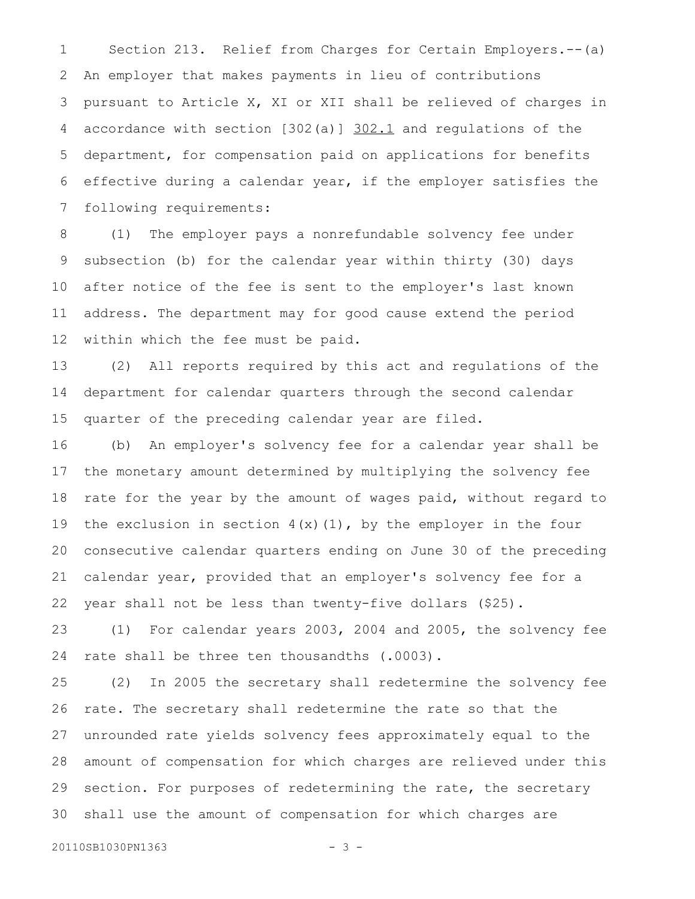Section 213. Relief from Charges for Certain Employers.--(a) An employer that makes payments in lieu of contributions pursuant to Article X, XI or XII shall be relieved of charges in accordance with section [302(a)] 302.1 and regulations of the department, for compensation paid on applications for benefits effective during a calendar year, if the employer satisfies the following requirements:

(1) The employer pays a nonrefundable solvency fee under subsection (b) for the calendar year within thirty (30) days after notice of the fee is sent to the employer's last known address. The department may for good cause extend the period within which the fee must be paid.

(2) All reports required by this act and regulations of the department for calendar quarters through the second calendar quarter of the preceding calendar year are filed.

(b) An employer's solvency fee for a calendar year shall be the monetary amount determined by multiplying the solvency fee rate for the year by the amount of wages paid, without regard to the exclusion in section 4(x)(1), by the employer in the four consecutive calendar quarters ending on June 30 of the preceding calendar year, provided that an employer's solvency fee for a year shall not be less than twenty-five dollars ($25).

(1) For calendar years 2003, 2004 and 2005, the solvency fee rate shall be three ten thousandths (.0003).

(2) In 2005 the secretary shall redetermine the solvency fee rate. The secretary shall redetermine the rate so that the unrounded rate yields solvency fees approximately equal to the amount of compensation for which charges are relieved under this section. For purposes of redetermining the rate, the secretary shall use the amount of compensation for which charges are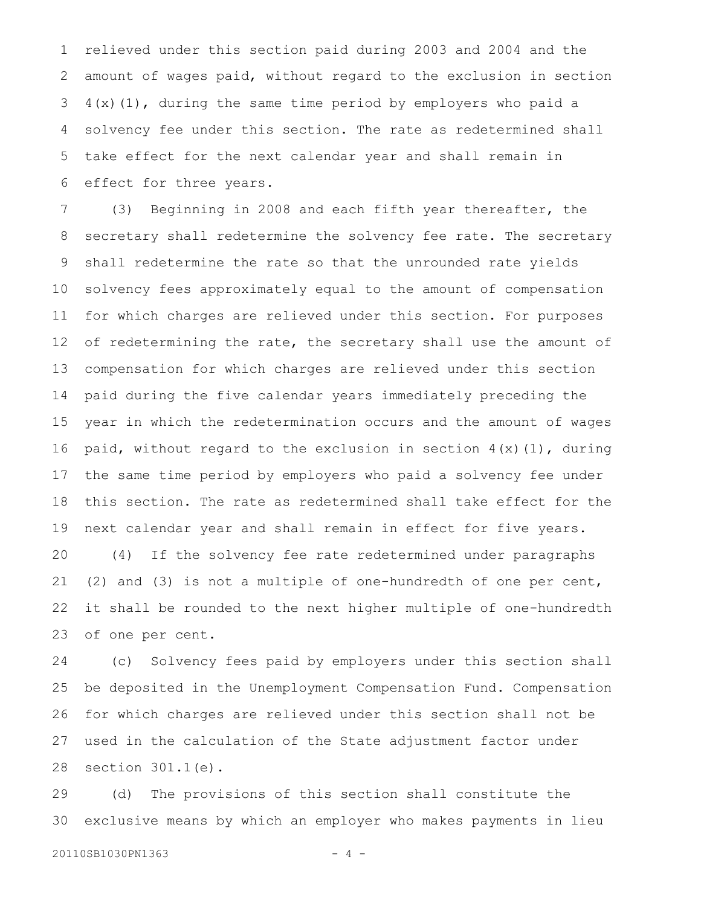relieved under this section paid during 2003 and 2004 and the amount of wages paid, without regard to the exclusion in section 4(x)(1), during the same time period by employers who paid a solvency fee under this section. The rate as redetermined shall take effect for the next calendar year and shall remain in effect for three years.

(3) Beginning in 2008 and each fifth year thereafter, the secretary shall redetermine the solvency fee rate. The secretary shall redetermine the rate so that the unrounded rate yields solvency fees approximately equal to the amount of compensation for which charges are relieved under this section. For purposes of redetermining the rate, the secretary shall use the amount of compensation for which charges are relieved under this section paid during the five calendar years immediately preceding the year in which the redetermination occurs and the amount of wages paid, without regard to the exclusion in section 4(x)(1), during the same time period by employers who paid a solvency fee under this section. The rate as redetermined shall take effect for the next calendar year and shall remain in effect for five years.

(4) If the solvency fee rate redetermined under paragraphs (2) and (3) is not a multiple of one-hundredth of one per cent, it shall be rounded to the next higher multiple of one-hundredth of one per cent.

(c) Solvency fees paid by employers under this section shall be deposited in the Unemployment Compensation Fund. Compensation for which charges are relieved under this section shall not be used in the calculation of the State adjustment factor under section 301.1(e).

(d) The provisions of this section shall constitute the exclusive means by which an employer who makes payments in lieu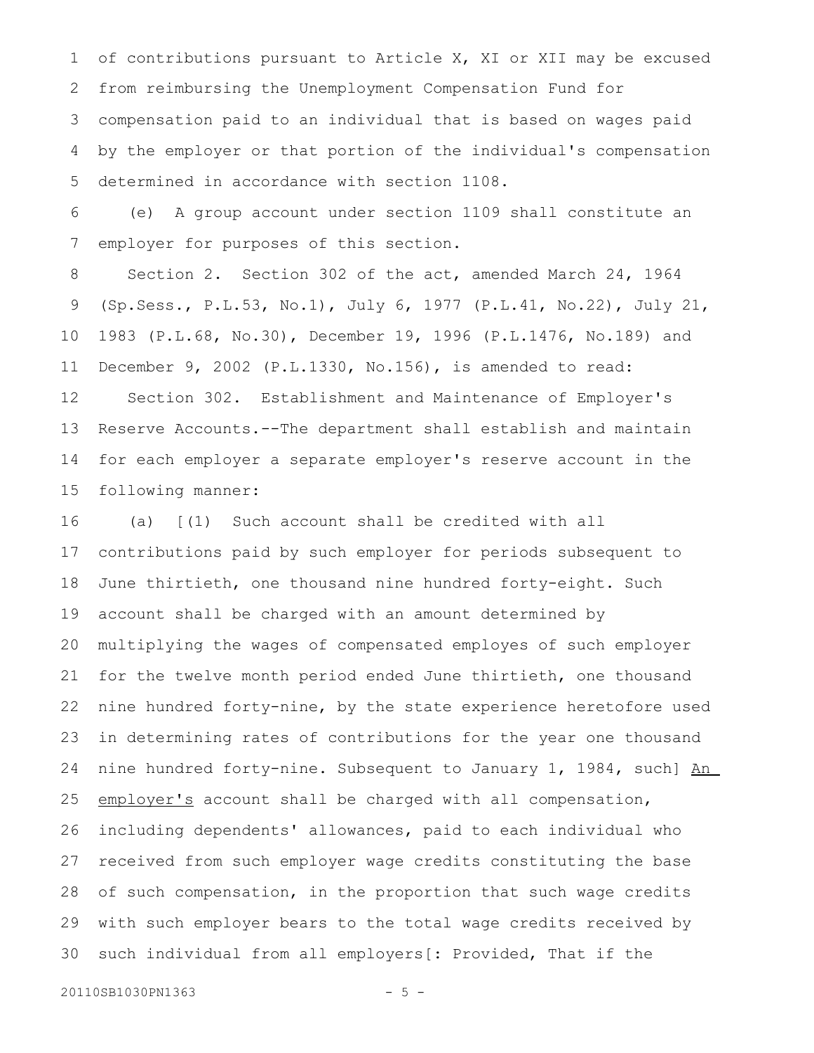of contributions pursuant to Article X, XI or XII may be excused from reimbursing the Unemployment Compensation Fund for compensation paid to an individual that is based on wages paid by the employer or that portion of the individual's compensation determined in accordance with section 1108.

(e) A group account under section 1109 shall constitute an employer for purposes of this section.

Section 2. Section 302 of the act, amended March 24, 1964 (Sp.Sess., P.L.53, No.1), July 6, 1977 (P.L.41, No.22), July 21, 1983 (P.L.68, No.30), December 19, 1996 (P.L.1476, No.189) and December 9, 2002 (P.L.1330, No.156), is amended to read:

Section 302. Establishment and Maintenance of Employer's Reserve Accounts.--The department shall establish and maintain for each employer a separate employer's reserve account in the following manner:

(a) [(1) Such account shall be credited with all contributions paid by such employer for periods subsequent to June thirtieth, one thousand nine hundred forty-eight. Such account shall be charged with an amount determined by multiplying the wages of compensated employes of such employer for the twelve month period ended June thirtieth, one thousand nine hundred forty-nine, by the state experience heretofore used in determining rates of contributions for the year one thousand nine hundred forty-nine. Subsequent to January 1, 1984, such] <u>An employer's</u> account shall be charged with all compensation, including dependents' allowances, paid to each individual who received from such employer wage credits constituting the base of such compensation, in the proportion that such wage credits with such employer bears to the total wage credits received by such individual from all employers[: Provided, That if the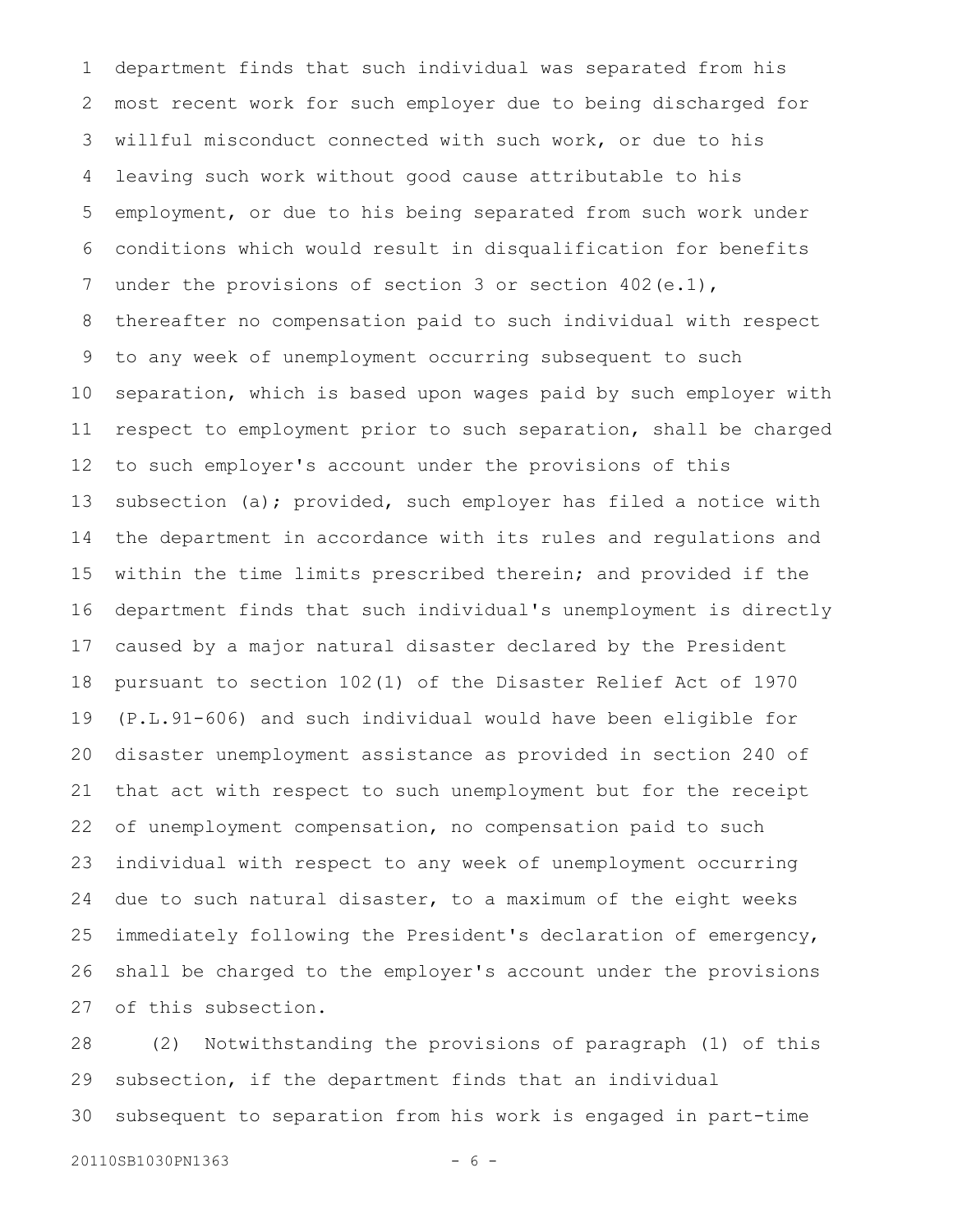department finds that such individual was separated from his most recent work for such employer due to being discharged for willful misconduct connected with such work, or due to his leaving such work without good cause attributable to his employment, or due to his being separated from such work under conditions which would result in disqualification for benefits under the provisions of section 3 or section 402(e.1), thereafter no compensation paid to such individual with respect to any week of unemployment occurring subsequent to such separation, which is based upon wages paid by such employer with respect to employment prior to such separation, shall be charged to such employer's account under the provisions of this subsection (a); provided, such employer has filed a notice with the department in accordance with its rules and regulations and within the time limits prescribed therein; and provided if the department finds that such individual's unemployment is directly caused by a major natural disaster declared by the President pursuant to section 102(1) of the Disaster Relief Act of 1970 (P.L.91-606) and such individual would have been eligible for disaster unemployment assistance as provided in section 240 of that act with respect to such unemployment but for the receipt of unemployment compensation, no compensation paid to such individual with respect to any week of unemployment occurring due to such natural disaster, to a maximum of the eight weeks immediately following the President's declaration of emergency, shall be charged to the employer's account under the provisions of this subsection.

(2) Notwithstanding the provisions of paragraph (1) of this subsection, if the department finds that an individual subsequent to separation from his work is engaged in part-time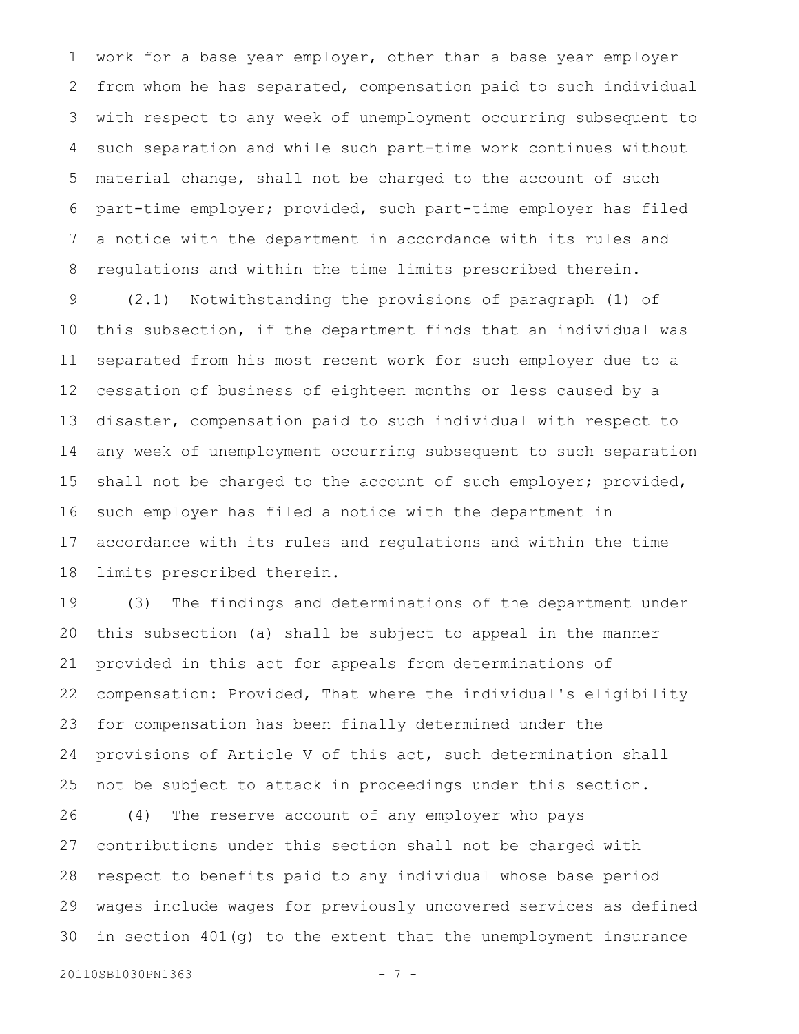work for a base year employer, other than a base year employer from whom he has separated, compensation paid to such individual with respect to any week of unemployment occurring subsequent to such separation and while such part-time work continues without material change, shall not be charged to the account of such part-time employer; provided, such part-time employer has filed a notice with the department in accordance with its rules and regulations and within the time limits prescribed therein.

(2.1) Notwithstanding the provisions of paragraph (1) of this subsection, if the department finds that an individual was separated from his most recent work for such employer due to a cessation of business of eighteen months or less caused by a disaster, compensation paid to such individual with respect to any week of unemployment occurring subsequent to such separation shall not be charged to the account of such employer; provided, such employer has filed a notice with the department in accordance with its rules and regulations and within the time limits prescribed therein.

(3) The findings and determinations of the department under this subsection (a) shall be subject to appeal in the manner provided in this act for appeals from determinations of compensation: Provided, That where the individual's eligibility for compensation has been finally determined under the provisions of Article V of this act, such determination shall not be subject to attack in proceedings under this section.

(4) The reserve account of any employer who pays contributions under this section shall not be charged with respect to benefits paid to any individual whose base period wages include wages for previously uncovered services as defined in section 401(g) to the extent that the unemployment insurance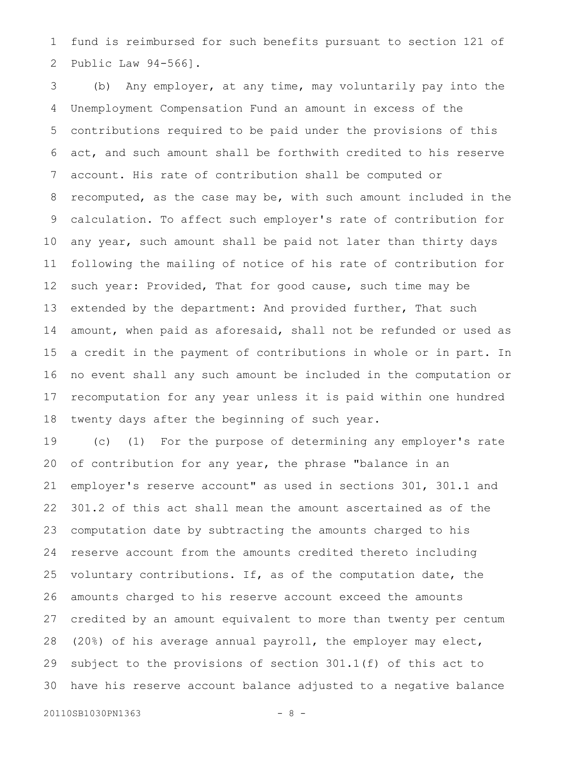fund is reimbursed for such benefits pursuant to section 121 of Public Law 94-566].

(b) Any employer, at any time, may voluntarily pay into the Unemployment Compensation Fund an amount in excess of the contributions required to be paid under the provisions of this act, and such amount shall be forthwith credited to his reserve account. His rate of contribution shall be computed or recomputed, as the case may be, with such amount included in the calculation. To affect such employer's rate of contribution for any year, such amount shall be paid not later than thirty days following the mailing of notice of his rate of contribution for such year: Provided, That for good cause, such time may be extended by the department: And provided further, That such amount, when paid as aforesaid, shall not be refunded or used as a credit in the payment of contributions in whole or in part. In no event shall any such amount be included in the computation or recomputation for any year unless it is paid within one hundred twenty days after the beginning of such year.

(c) (1) For the purpose of determining any employer's rate of contribution for any year, the phrase "balance in an employer's reserve account" as used in sections 301, 301.1 and 301.2 of this act shall mean the amount ascertained as of the computation date by subtracting the amounts charged to his reserve account from the amounts credited thereto including voluntary contributions. If, as of the computation date, the amounts charged to his reserve account exceed the amounts credited by an amount equivalent to more than twenty per centum (20%) of his average annual payroll, the employer may elect, subject to the provisions of section 301.1(f) of this act to have his reserve account balance adjusted to a negative balance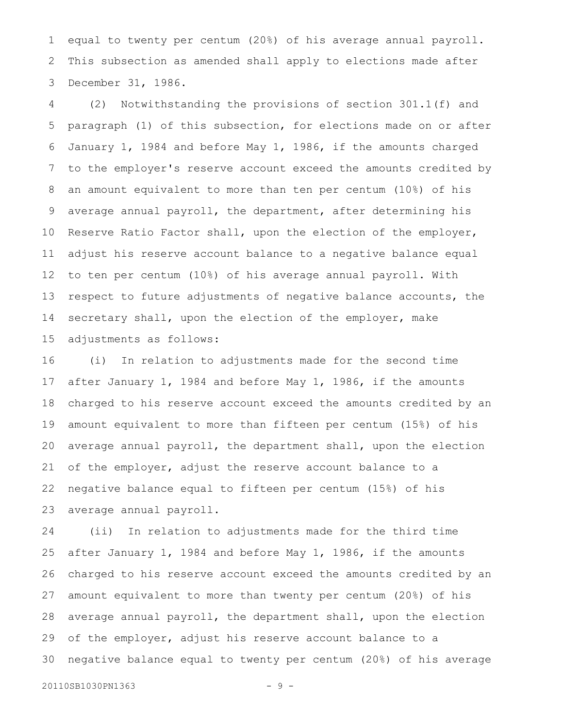equal to twenty per centum (20%) of his average annual payroll. This subsection as amended shall apply to elections made after December 31, 1986.

(2) Notwithstanding the provisions of section 301.1(f) and paragraph (1) of this subsection, for elections made on or after January 1, 1984 and before May 1, 1986, if the amounts charged to the employer's reserve account exceed the amounts credited by an amount equivalent to more than ten per centum (10%) of his average annual payroll, the department, after determining his Reserve Ratio Factor shall, upon the election of the employer, adjust his reserve account balance to a negative balance equal to ten per centum (10%) of his average annual payroll. With respect to future adjustments of negative balance accounts, the secretary shall, upon the election of the employer, make adjustments as follows:

(i) In relation to adjustments made for the second time after January 1, 1984 and before May 1, 1986, if the amounts charged to his reserve account exceed the amounts credited by an amount equivalent to more than fifteen per centum (15%) of his average annual payroll, the department shall, upon the election of the employer, adjust the reserve account balance to a negative balance equal to fifteen per centum (15%) of his average annual payroll.

(ii) In relation to adjustments made for the third time after January 1, 1984 and before May 1, 1986, if the amounts charged to his reserve account exceed the amounts credited by an amount equivalent to more than twenty per centum (20%) of his average annual payroll, the department shall, upon the election of the employer, adjust his reserve account balance to a negative balance equal to twenty per centum (20%) of his average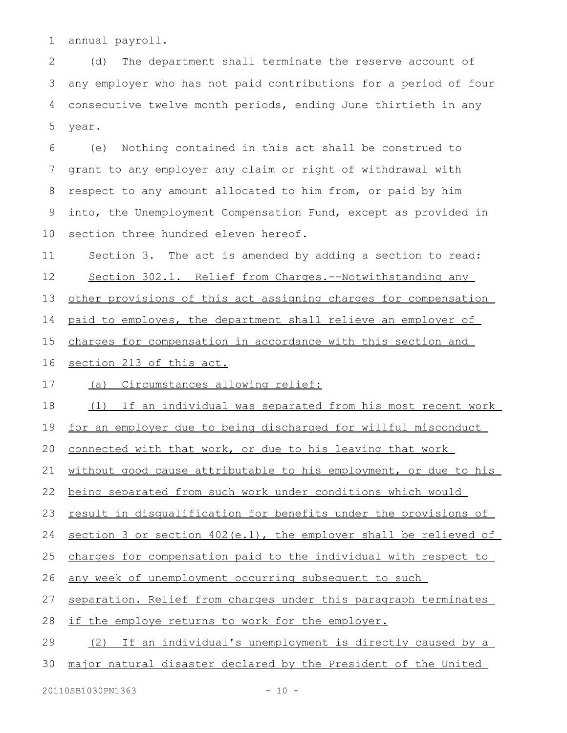annual payroll.

(d) The department shall terminate the reserve account of any employer who has not paid contributions for a period of four consecutive twelve month periods, ending June thirtieth in any year.

(e) Nothing contained in this act shall be construed to grant to any employer any claim or right of withdrawal with respect to any amount allocated to him from, or paid by him into, the Unemployment Compensation Fund, except as provided in section three hundred eleven hereof.

Section 3. The act is amended by adding a section to read:

Section 302.1. Relief from Charges.--Notwithstanding any other provisions of this act assigning charges for compensation paid to employes, the department shall relieve an employer of charges for compensation in accordance with this section and section 213 of this act.

(a) Circumstances allowing relief:

(1) If an individual was separated from his most recent work for an employer due to being discharged for willful misconduct connected with that work, or due to his leaving that work without good cause attributable to his employment, or due to his being separated from such work under conditions which would result in disqualification for benefits under the provisions of section 3 or section 402(e.1), the employer shall be relieved of charges for compensation paid to the individual with respect to any week of unemployment occurring subsequent to such separation. Relief from charges under this paragraph terminates if the employe returns to work for the employer.

(2) If an individual's unemployment is directly caused by a major natural disaster declared by the President of the United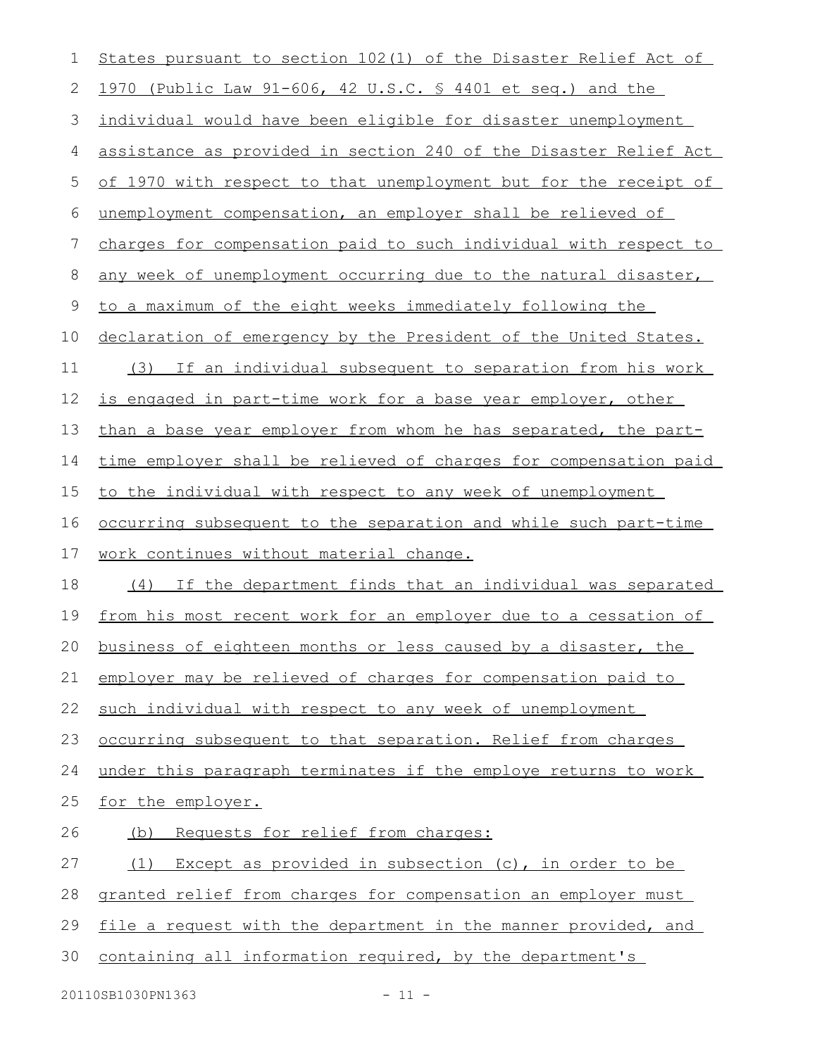States pursuant to section 102(1) of the Disaster Relief Act of 1970 (Public Law 91-606, 42 U.S.C. § 4401 et seq.) and the individual would have been eligible for disaster unemployment assistance as provided in section 240 of the Disaster Relief Act of 1970 with respect to that unemployment but for the receipt of unemployment compensation, an employer shall be relieved of charges for compensation paid to such individual with respect to any week of unemployment occurring due to the natural disaster, to a maximum of the eight weeks immediately following the declaration of emergency by the President of the United States.

(3) If an individual subsequent to separation from his work is engaged in part-time work for a base year employer, other than a base year employer from whom he has separated, the part-time employer shall be relieved of charges for compensation paid to the individual with respect to any week of unemployment occurring subsequent to the separation and while such part-time work continues without material change.

(4) If the department finds that an individual was separated from his most recent work for an employer due to a cessation of business of eighteen months or less caused by a disaster, the employer may be relieved of charges for compensation paid to such individual with respect to any week of unemployment occurring subsequent to that separation. Relief from charges under this paragraph terminates if the employe returns to work for the employer.

(b) Requests for relief from charges:

(1) Except as provided in subsection (c), in order to be granted relief from charges for compensation an employer must file a request with the department in the manner provided, and containing all information required, by the department's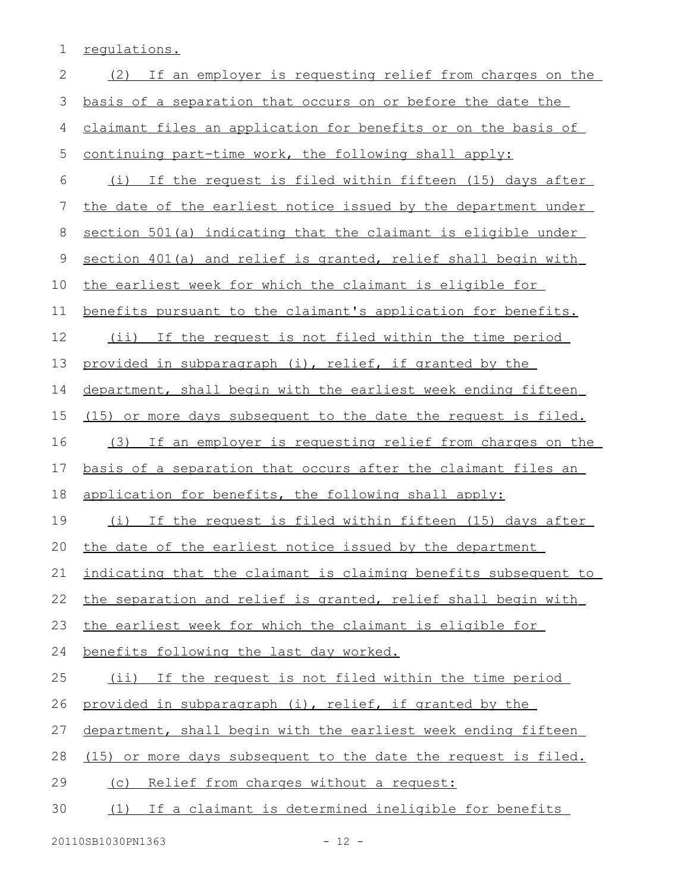regulations.

(2) If an employer is requesting relief from charges on the basis of a separation that occurs on or before the date the claimant files an application for benefits or on the basis of continuing part-time work, the following shall apply:

(i) If the request is filed within fifteen (15) days after the date of the earliest notice issued by the department under section 501(a) indicating that the claimant is eligible under section 401(a) and relief is granted, relief shall begin with the earliest week for which the claimant is eligible for benefits pursuant to the claimant's application for benefits.

(ii) If the request is not filed within the time period provided in subparagraph (i), relief, if granted by the department, shall begin with the earliest week ending fifteen (15) or more days subsequent to the date the request is filed.

(3) If an employer is requesting relief from charges on the basis of a separation that occurs after the claimant files an application for benefits, the following shall apply:

(i) If the request is filed within fifteen (15) days after the date of the earliest notice issued by the department indicating that the claimant is claiming benefits subsequent to the separation and relief is granted, relief shall begin with the earliest week for which the claimant is eligible for benefits following the last day worked.

(ii) If the request is not filed within the time period provided in subparagraph (i), relief, if granted by the department, shall begin with the earliest week ending fifteen (15) or more days subsequent to the date the request is filed.

(c) Relief from charges without a request:

(1) If a claimant is determined ineligible for benefits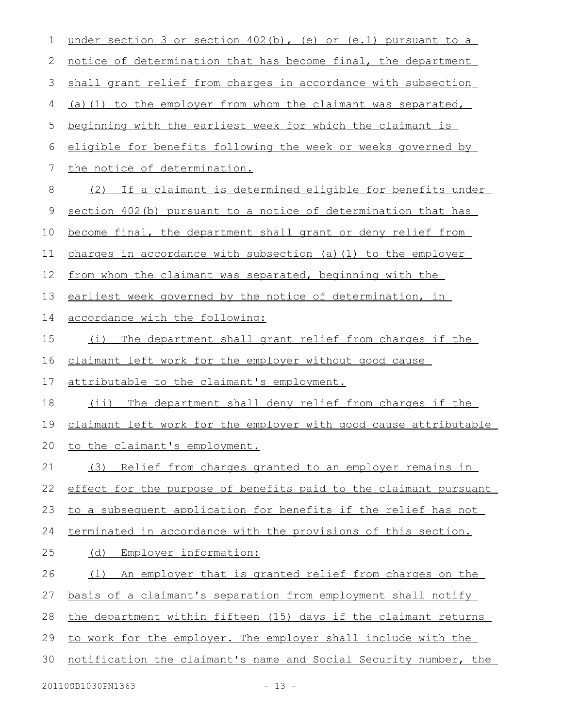under section 3 or section 402(b), (e) or (e.1) pursuant to a notice of determination that has become final, the department shall grant relief from charges in accordance with subsection (a)(1) to the employer from whom the claimant was separated, beginning with the earliest week for which the claimant is eligible for benefits following the week or weeks governed by the notice of determination.

(2) If a claimant is determined eligible for benefits under section 402(b) pursuant to a notice of determination that has become final, the department shall grant or deny relief from charges in accordance with subsection (a)(1) to the employer from whom the claimant was separated, beginning with the earliest week governed by the notice of determination, in accordance with the following:

(i) The department shall grant relief from charges if the claimant left work for the employer without good cause attributable to the claimant's employment.

(ii) The department shall deny relief from charges if the claimant left work for the employer with good cause attributable to the claimant's employment.

(3) Relief from charges granted to an employer remains in effect for the purpose of benefits paid to the claimant pursuant to a subsequent application for benefits if the relief has not terminated in accordance with the provisions of this section.

(d) Employer information:

(1) An employer that is granted relief from charges on the basis of a claimant's separation from employment shall notify the department within fifteen (15) days if the claimant returns to work for the employer. The employer shall include with the notification the claimant's name and Social Security number, the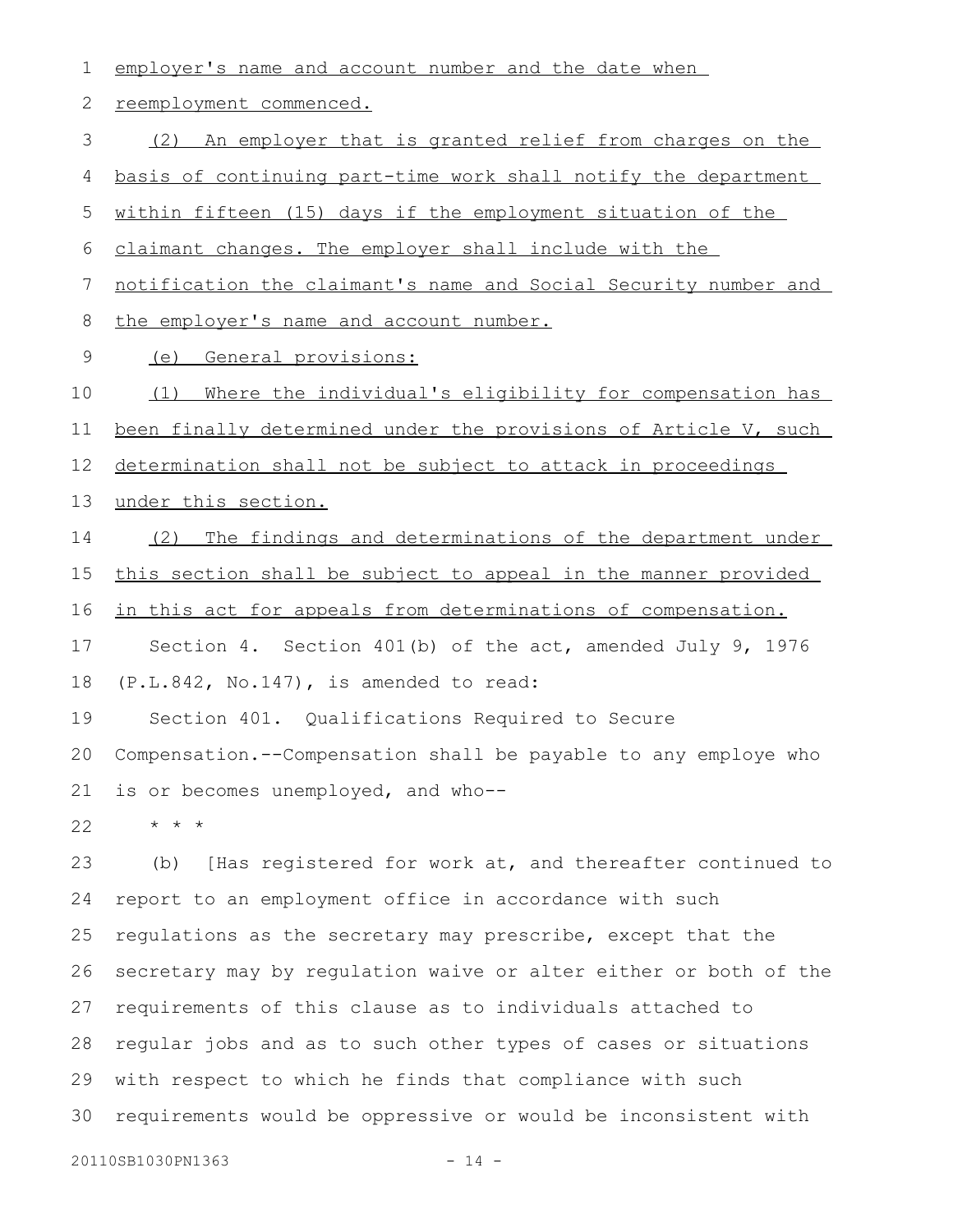employer's name and account number and the date when reemployment commenced.

(2) An employer that is granted relief from charges on the basis of continuing part-time work shall notify the department within fifteen (15) days if the employment situation of the claimant changes. The employer shall include with the notification the claimant's name and Social Security number and the employer's name and account number.

(e) General provisions:

(1) Where the individual's eligibility for compensation has been finally determined under the provisions of Article V, such determination shall not be subject to attack in proceedings under this section.

(2) The findings and determinations of the department under this section shall be subject to appeal in the manner provided in this act for appeals from determinations of compensation.

Section 4. Section 401(b) of the act, amended July 9, 1976 (P.L.842, No.147), is amended to read:

Section 401. Qualifications Required to Secure Compensation.--Compensation shall be payable to any employe who is or becomes unemployed, and who--

\* \* \*

(b) [Has registered for work at, and thereafter continued to report to an employment office in accordance with such regulations as the secretary may prescribe, except that the secretary may by regulation waive or alter either or both of the requirements of this clause as to individuals attached to regular jobs and as to such other types of cases or situations with respect to which he finds that compliance with such requirements would be oppressive or would be inconsistent with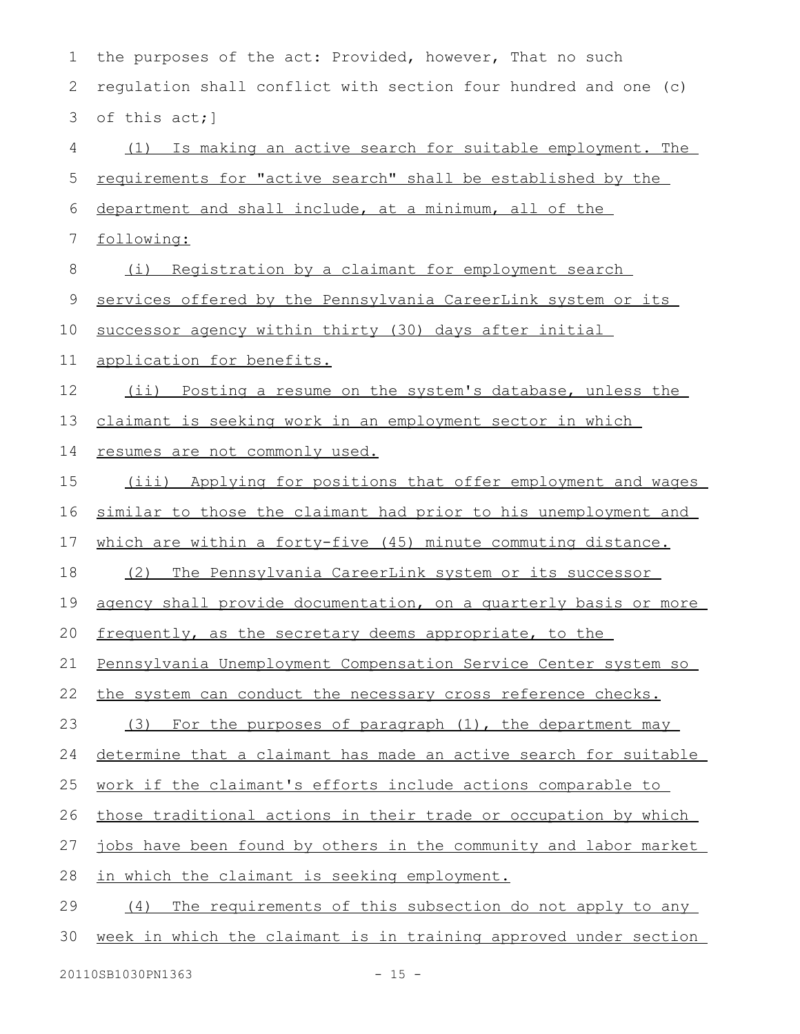the purposes of the act: Provided, however, That no such regulation shall conflict with section four hundred and one (c) of this act;]

(1) Is making an active search for suitable employment. The requirements for "active search" shall be established by the department and shall include, at a minimum, all of the following:

(i) Registration by a claimant for employment search services offered by the Pennsylvania CareerLink system or its successor agency within thirty (30) days after initial application for benefits.

(ii) Posting a resume on the system's database, unless the claimant is seeking work in an employment sector in which resumes are not commonly used.

(iii) Applying for positions that offer employment and wages similar to those the claimant had prior to his unemployment and which are within a forty-five (45) minute commuting distance.

(2) The Pennsylvania CareerLink system or its successor agency shall provide documentation, on a quarterly basis or more frequently, as the secretary deems appropriate, to the Pennsylvania Unemployment Compensation Service Center system so the system can conduct the necessary cross reference checks.

(3) For the purposes of paragraph (1), the department may determine that a claimant has made an active search for suitable work if the claimant's efforts include actions comparable to those traditional actions in their trade or occupation by which jobs have been found by others in the community and labor market in which the claimant is seeking employment.

(4) The requirements of this subsection do not apply to any week in which the claimant is in training approved under section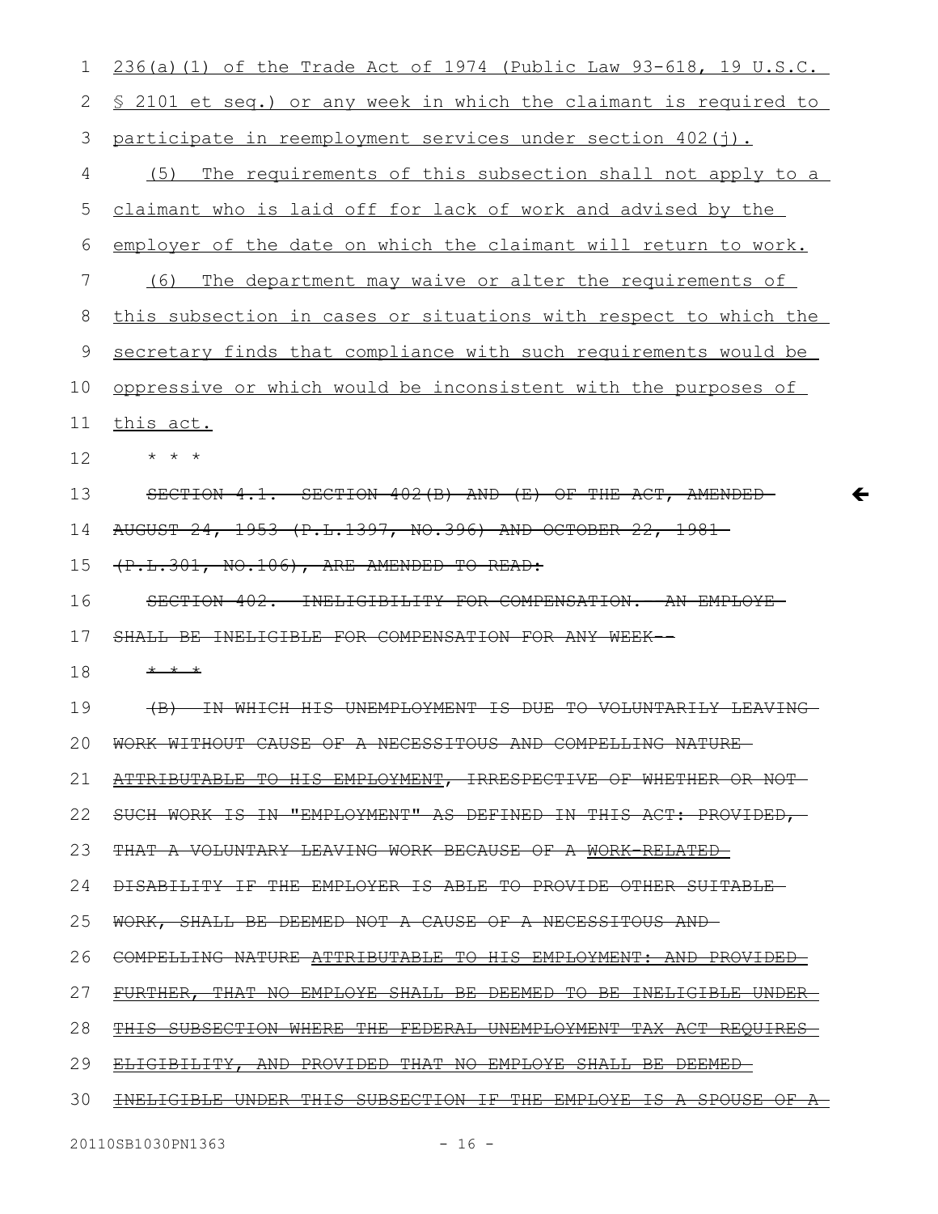236(a)(1) of the Trade Act of 1974 (Public Law 93-618, 19 U.S.C. § 2101 et seq.) or any week in which the claimant is required to participate in reemployment services under section 402(j).

(5) The requirements of this subsection shall not apply to a claimant who is laid off for lack of work and advised by the employer of the date on which the claimant will return to work.

(6) The department may waive or alter the requirements of this subsection in cases or situations with respect to which the secretary finds that compliance with such requirements would be oppressive or which would be inconsistent with the purposes of this act.

\* \* \*

~~SECTION 4.1. SECTION 402(B) AND (E) OF THE ACT, AMENDED AUGUST 24, 1953 (P.L.1397, NO.396) AND OCTOBER 22, 1981 (P.L.301, NO.106), ARE AMENDED TO READ:~~

~~SECTION 402. INELIGIBILITY FOR COMPENSATION. AN EMPLOYE SHALL BE INELIGIBLE FOR COMPENSATION FOR ANY WEEK--~~

~~\* \* \*~~

~~(B) IN WHICH HIS UNEMPLOYMENT IS DUE TO VOLUNTARILY LEAVING WORK WITHOUT CAUSE OF A NECESSITOUS AND COMPELLING NATURE ATTRIBUTABLE TO HIS EMPLOYMENT, IRRESPECTIVE OF WHETHER OR NOT SUCH WORK IS IN "EMPLOYMENT" AS DEFINED IN THIS ACT: PROVIDED, THAT A VOLUNTARY LEAVING WORK BECAUSE OF A WORK-RELATED DISABILITY IF THE EMPLOYER IS ABLE TO PROVIDE OTHER SUITABLE WORK, SHALL BE DEEMED NOT A CAUSE OF A NECESSITOUS AND COMPELLING NATURE ATTRIBUTABLE TO HIS EMPLOYMENT: AND PROVIDED FURTHER, THAT NO EMPLOYE SHALL BE DEEMED TO BE INELIGIBLE UNDER THIS SUBSECTION WHERE THE FEDERAL UNEMPLOYMENT TAX ACT REQUIRES ELIGIBILITY, AND PROVIDED THAT NO EMPLOYE SHALL BE DEEMED INELIGIBLE UNDER THIS SUBSECTION IF THE EMPLOYE IS A SPOUSE OF A~~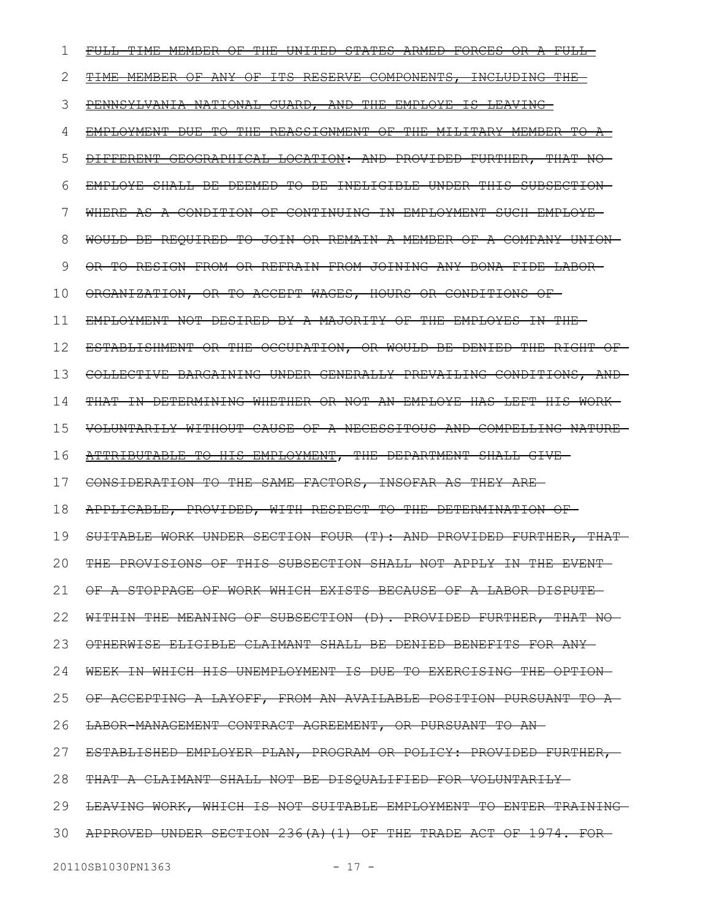~~FULL-TIME MEMBER OF THE UNITED STATES ARMED FORCES OR A FULL-TIME MEMBER OF ANY OF ITS RESERVE COMPONENTS, INCLUDING THE PENNSYLVANIA NATIONAL GUARD, AND THE EMPLOYE IS LEAVING EMPLOYMENT DUE TO THE REASSIGNMENT OF THE MILITARY MEMBER TO A DIFFERENT GEOGRAPHICAL LOCATION: AND PROVIDED FURTHER, THAT NO EMPLOYE SHALL BE DEEMED TO BE INELIGIBLE UNDER THIS SUBSECTION WHERE AS A CONDITION OF CONTINUING IN EMPLOYMENT SUCH EMPLOYE WOULD BE REQUIRED TO JOIN OR REMAIN A MEMBER OF A COMPANY UNION OR TO RESIGN FROM OR REFRAIN FROM JOINING ANY BONA FIDE LABOR ORGANIZATION, OR TO ACCEPT WAGES, HOURS OR CONDITIONS OF EMPLOYMENT NOT DESIRED BY A MAJORITY OF THE EMPLOYES IN THE ESTABLISHMENT OR THE OCCUPATION, OR WOULD BE DENIED THE RIGHT OF COLLECTIVE BARGAINING UNDER GENERALLY PREVAILING CONDITIONS, AND THAT IN DETERMINING WHETHER OR NOT AN EMPLOYE HAS LEFT HIS WORK VOLUNTARILY WITHOUT CAUSE OF A NECESSITOUS AND COMPELLING NATURE ATTRIBUTABLE TO HIS EMPLOYMENT, THE DEPARTMENT SHALL GIVE CONSIDERATION TO THE SAME FACTORS, INSOFAR AS THEY ARE APPLICABLE, PROVIDED, WITH RESPECT TO THE DETERMINATION OF SUITABLE WORK UNDER SECTION FOUR (T): AND PROVIDED FURTHER, THAT THE PROVISIONS OF THIS SUBSECTION SHALL NOT APPLY IN THE EVENT OF A STOPPAGE OF WORK WHICH EXISTS BECAUSE OF A LABOR DISPUTE WITHIN THE MEANING OF SUBSECTION (D). PROVIDED FURTHER, THAT NO OTHERWISE ELIGIBLE CLAIMANT SHALL BE DENIED BENEFITS FOR ANY WEEK IN WHICH HIS UNEMPLOYMENT IS DUE TO EXERCISING THE OPTION OF ACCEPTING A LAYOFF, FROM AN AVAILABLE POSITION PURSUANT TO A LABOR-MANAGEMENT CONTRACT AGREEMENT, OR PURSUANT TO AN ESTABLISHED EMPLOYER PLAN, PROGRAM OR POLICY: PROVIDED FURTHER, THAT A CLAIMANT SHALL NOT BE DISQUALIFIED FOR VOLUNTARILY LEAVING WORK, WHICH IS NOT SUITABLE EMPLOYMENT TO ENTER TRAINING APPROVED UNDER SECTION 236(A)(1) OF THE TRADE ACT OF 1974. FOR~~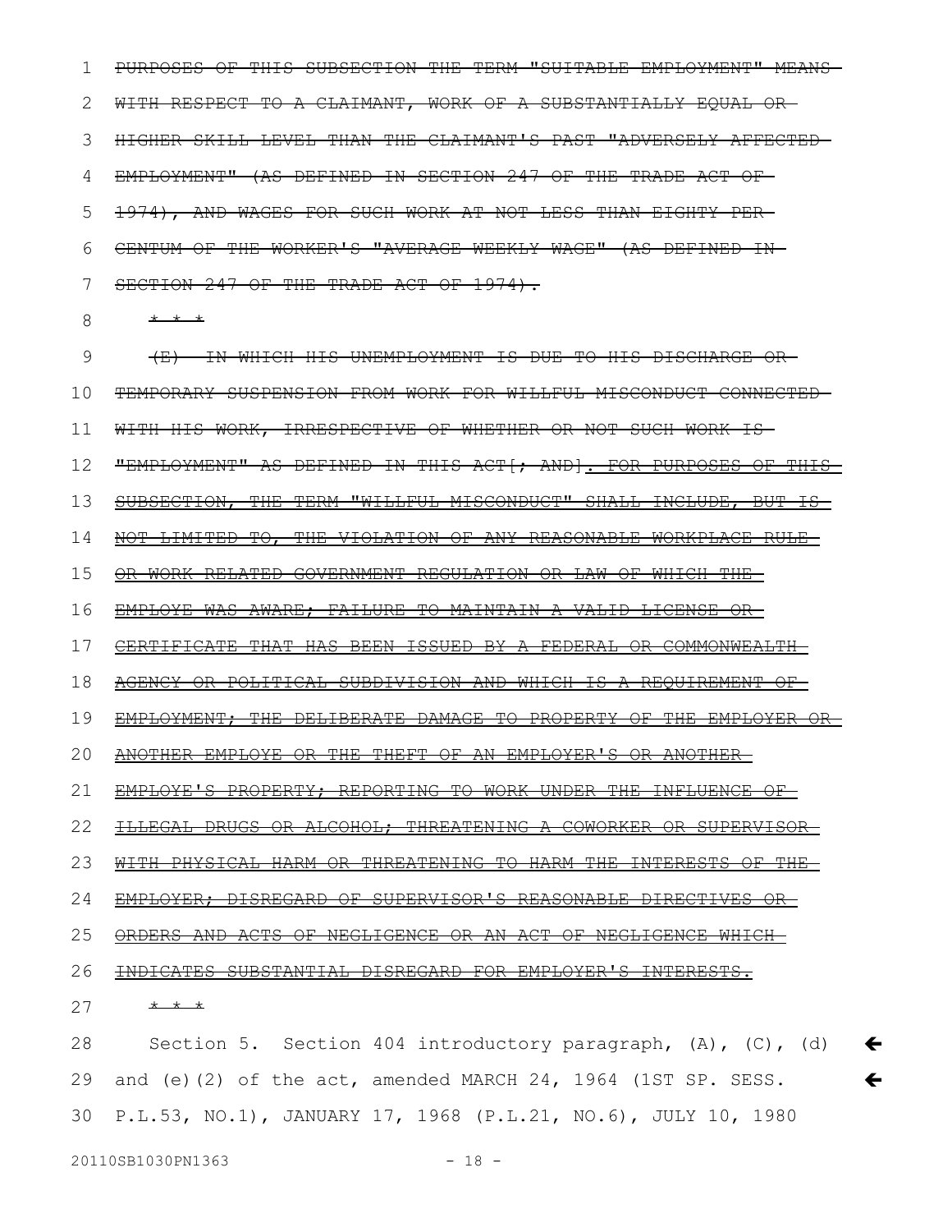~~PURPOSES OF THIS SUBSECTION THE TERM "SUITABLE EMPLOYMENT" MEANS WITH RESPECT TO A CLAIMANT, WORK OF A SUBSTANTIALLY EQUAL OR HIGHER SKILL LEVEL THAN THE CLAIMANT'S PAST "ADVERSELY AFFECTED EMPLOYMENT" (AS DEFINED IN SECTION 247 OF THE TRADE ACT OF 1974), AND WAGES FOR SUCH WORK AT NOT LESS THAN EIGHTY PER CENTUM OF THE WORKER'S "AVERAGE WEEKLY WAGE" (AS DEFINED IN SECTION 247 OF THE TRADE ACT OF 1974).~~

~~* * *~~

~~(E) IN WHICH HIS UNEMPLOYMENT IS DUE TO HIS DISCHARGE OR TEMPORARY SUSPENSION FROM WORK FOR WILLFUL MISCONDUCT CONNECTED WITH HIS WORK, IRRESPECTIVE OF WHETHER OR NOT SUCH WORK IS "EMPLOYMENT" AS DEFINED IN THIS ACT[; AND]. FOR PURPOSES OF THIS SUBSECTION, THE TERM "WILLFUL MISCONDUCT" SHALL INCLUDE, BUT IS NOT LIMITED TO, THE VIOLATION OF ANY REASONABLE WORKPLACE RULE OR WORK RELATED GOVERNMENT REGULATION OR LAW OF WHICH THE EMPLOYE WAS AWARE; FAILURE TO MAINTAIN A VALID LICENSE OR CERTIFICATE THAT HAS BEEN ISSUED BY A FEDERAL OR COMMONWEALTH AGENCY OR POLITICAL SUBDIVISION AND WHICH IS A REQUIREMENT OF EMPLOYMENT; THE DELIBERATE DAMAGE TO PROPERTY OF THE EMPLOYER OR ANOTHER EMPLOYE OR THE THEFT OF AN EMPLOYER'S OR ANOTHER EMPLOYE'S PROPERTY; REPORTING TO WORK UNDER THE INFLUENCE OF ILLEGAL DRUGS OR ALCOHOL; THREATENING A COWORKER OR SUPERVISOR WITH PHYSICAL HARM OR THREATENING TO HARM THE INTERESTS OF THE EMPLOYER; DISREGARD OF SUPERVISOR'S REASONABLE DIRECTIVES OR ORDERS AND ACTS OF NEGLIGENCE OR AN ACT OF NEGLIGENCE WHICH INDICATES SUBSTANTIAL DISREGARD FOR EMPLOYER'S INTERESTS.~~

~~* * *~~

Section 5. Section 404 introductory paragraph, (A), (C), (d) and (e)(2) of the act, amended MARCH 24, 1964 (1ST SP. SESS. P.L.53, NO.1), JANUARY 17, 1968 (P.L.21, NO.6), JULY 10, 1980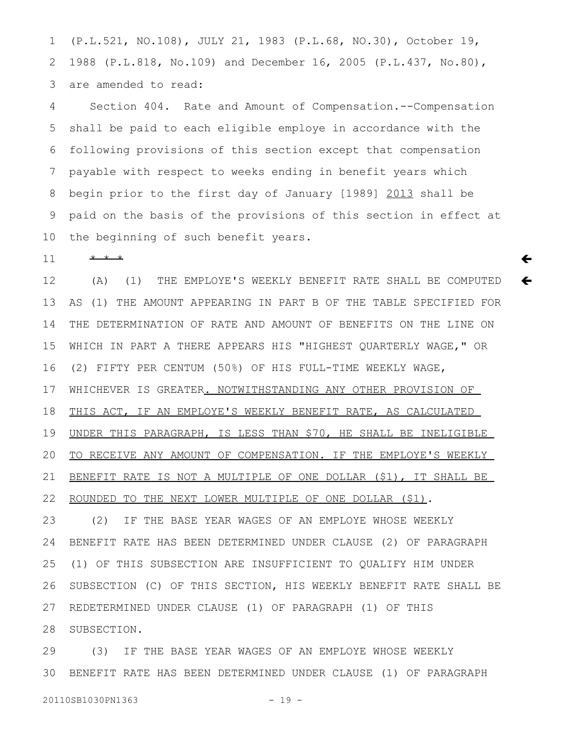(P.L.521, NO.108), JULY 21, 1983 (P.L.68, NO.30), October 19, 1988 (P.L.818, No.109) and December 16, 2005 (P.L.437, No.80), are amended to read:

Section 404. Rate and Amount of Compensation.--Compensation shall be paid to each eligible employe in accordance with the following provisions of this section except that compensation payable with respect to weeks ending in benefit years which begin prior to the first day of January [1989] 2013 shall be paid on the basis of the provisions of this section in effect at the beginning of such benefit years.

~~* * *~~

(A) (1) THE EMPLOYE'S WEEKLY BENEFIT RATE SHALL BE COMPUTED AS (1) THE AMOUNT APPEARING IN PART B OF THE TABLE SPECIFIED FOR THE DETERMINATION OF RATE AND AMOUNT OF BENEFITS ON THE LINE ON WHICH IN PART A THERE APPEARS HIS "HIGHEST QUARTERLY WAGE," OR (2) FIFTY PER CENTUM (50%) OF HIS FULL-TIME WEEKLY WAGE, WHICHEVER IS GREATER. NOTWITHSTANDING ANY OTHER PROVISION OF THIS ACT, IF AN EMPLOYE'S WEEKLY BENEFIT RATE, AS CALCULATED UNDER THIS PARAGRAPH, IS LESS THAN $70, HE SHALL BE INELIGIBLE TO RECEIVE ANY AMOUNT OF COMPENSATION. IF THE EMPLOYE'S WEEKLY BENEFIT RATE IS NOT A MULTIPLE OF ONE DOLLAR ($1), IT SHALL BE ROUNDED TO THE NEXT LOWER MULTIPLE OF ONE DOLLAR ($1).

(2) IF THE BASE YEAR WAGES OF AN EMPLOYE WHOSE WEEKLY BENEFIT RATE HAS BEEN DETERMINED UNDER CLAUSE (2) OF PARAGRAPH (1) OF THIS SUBSECTION ARE INSUFFICIENT TO QUALIFY HIM UNDER SUBSECTION (C) OF THIS SECTION, HIS WEEKLY BENEFIT RATE SHALL BE REDETERMINED UNDER CLAUSE (1) OF PARAGRAPH (1) OF THIS SUBSECTION.

(3) IF THE BASE YEAR WAGES OF AN EMPLOYE WHOSE WEEKLY BENEFIT RATE HAS BEEN DETERMINED UNDER CLAUSE (1) OF PARAGRAPH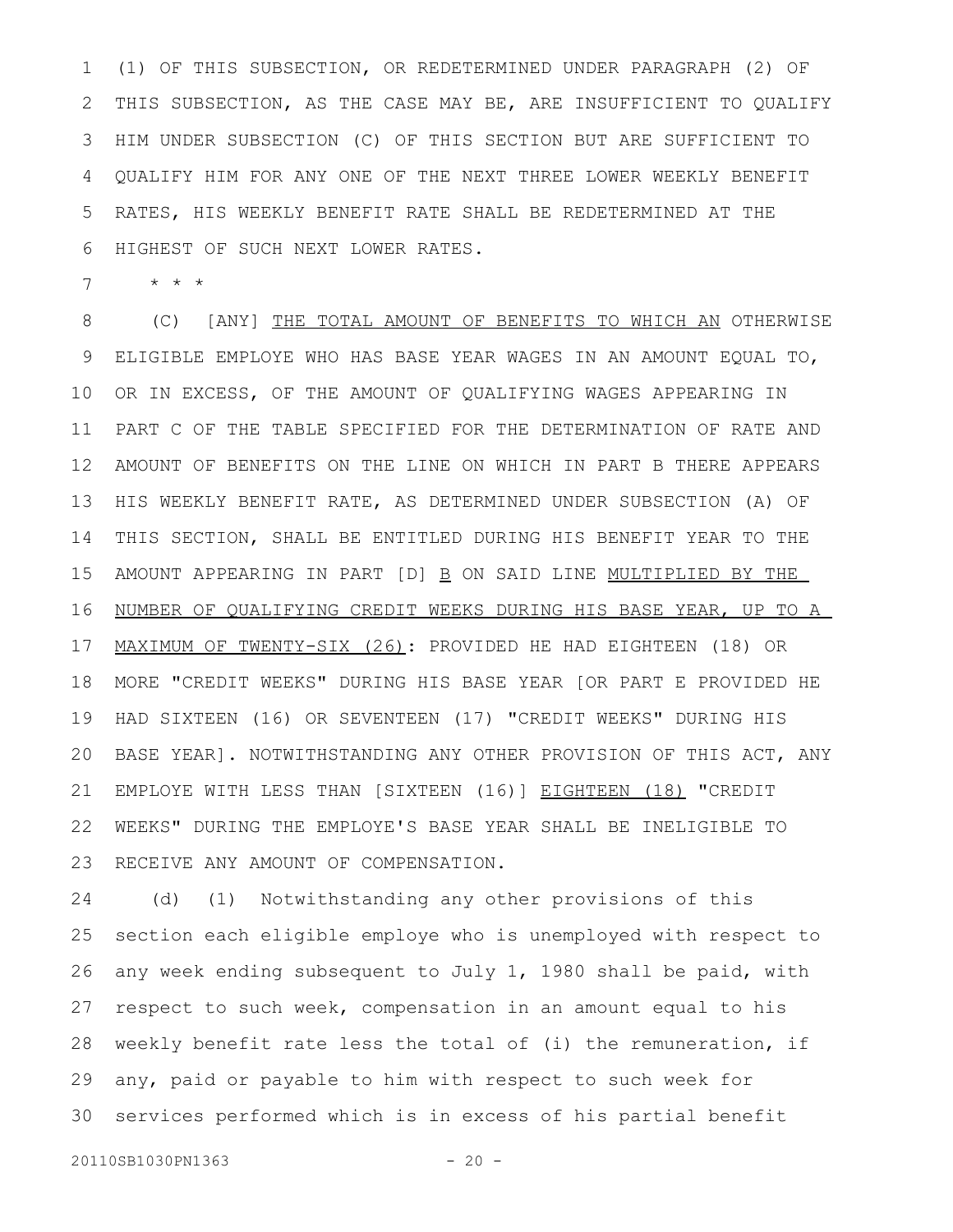(1) OF THIS SUBSECTION, OR REDETERMINED UNDER PARAGRAPH (2) OF THIS SUBSECTION, AS THE CASE MAY BE, ARE INSUFFICIENT TO QUALIFY HIM UNDER SUBSECTION (C) OF THIS SECTION BUT ARE SUFFICIENT TO QUALIFY HIM FOR ANY ONE OF THE NEXT THREE LOWER WEEKLY BENEFIT RATES, HIS WEEKLY BENEFIT RATE SHALL BE REDETERMINED AT THE HIGHEST OF SUCH NEXT LOWER RATES.

\* \* \*

(C) [ANY] <u>THE TOTAL AMOUNT OF BENEFITS TO WHICH AN</u> OTHERWISE ELIGIBLE EMPLOYE WHO HAS BASE YEAR WAGES IN AN AMOUNT EQUAL TO, OR IN EXCESS, OF THE AMOUNT OF QUALIFYING WAGES APPEARING IN PART C OF THE TABLE SPECIFIED FOR THE DETERMINATION OF RATE AND AMOUNT OF BENEFITS ON THE LINE ON WHICH IN PART B THERE APPEARS HIS WEEKLY BENEFIT RATE, AS DETERMINED UNDER SUBSECTION (A) OF THIS SECTION, SHALL BE ENTITLED DURING HIS BENEFIT YEAR TO THE AMOUNT APPEARING IN PART [D] <u>B</u> ON SAID LINE <u>MULTIPLIED BY THE NUMBER OF QUALIFYING CREDIT WEEKS DURING HIS BASE YEAR, UP TO A MAXIMUM OF TWENTY-SIX (26)</u>: PROVIDED HE HAD EIGHTEEN (18) OR MORE "CREDIT WEEKS" DURING HIS BASE YEAR [OR PART E PROVIDED HE HAD SIXTEEN (16) OR SEVENTEEN (17) "CREDIT WEEKS" DURING HIS BASE YEAR]. NOTWITHSTANDING ANY OTHER PROVISION OF THIS ACT, ANY EMPLOYE WITH LESS THAN [SIXTEEN (16)] <u>EIGHTEEN (18)</u> "CREDIT WEEKS" DURING THE EMPLOYE'S BASE YEAR SHALL BE INELIGIBLE TO RECEIVE ANY AMOUNT OF COMPENSATION.

(d) (1) Notwithstanding any other provisions of this section each eligible employe who is unemployed with respect to any week ending subsequent to July 1, 1980 shall be paid, with respect to such week, compensation in an amount equal to his weekly benefit rate less the total of (i) the remuneration, if any, paid or payable to him with respect to such week for services performed which is in excess of his partial benefit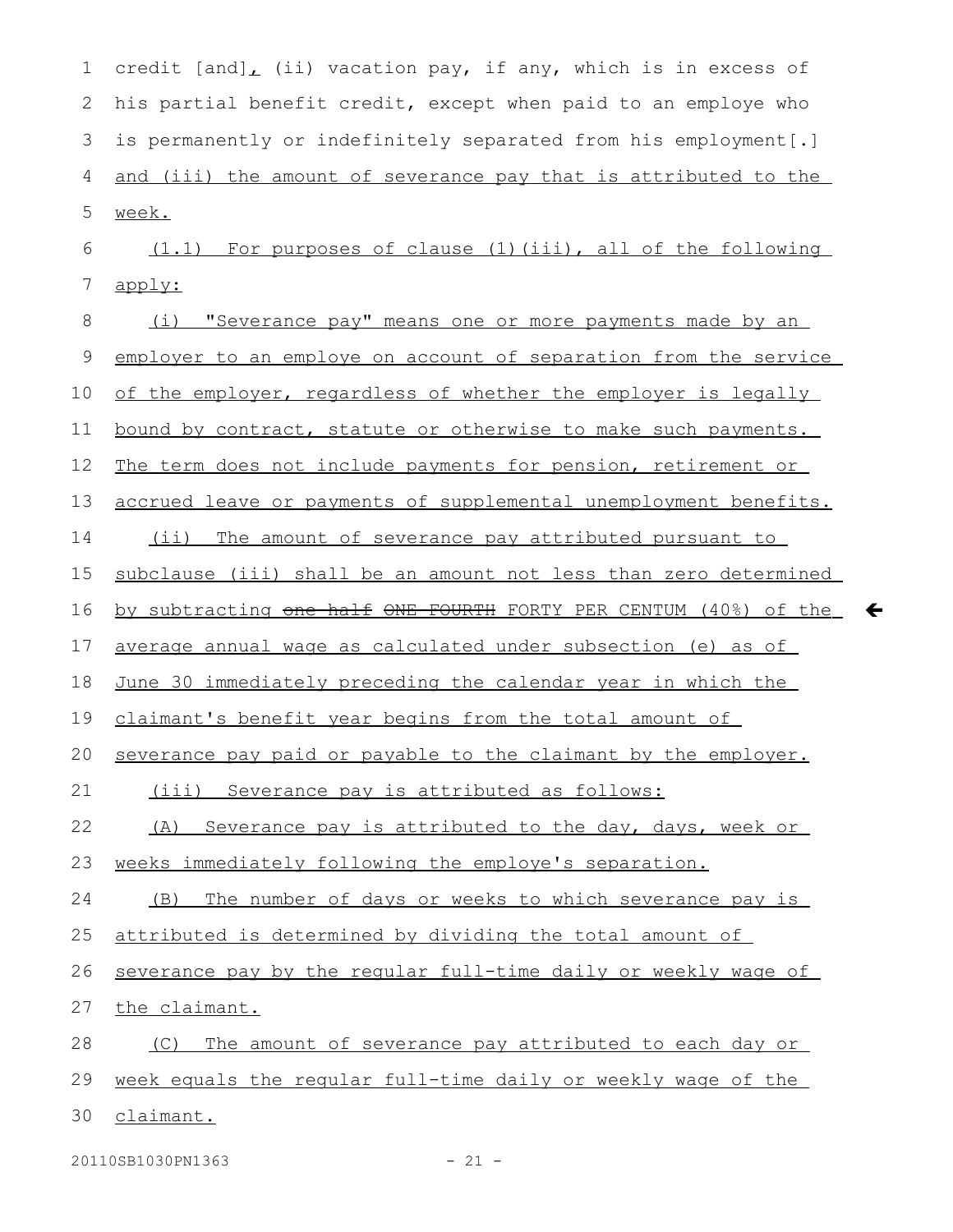credit [and], (ii) vacation pay, if any, which is in excess of his partial benefit credit, except when paid to an employe who is permanently or indefinitely separated from his employment[.] and (iii) the amount of severance pay that is attributed to the week.

(1.1) For purposes of clause (1)(iii), all of the following apply:

(i) "Severance pay" means one or more payments made by an employer to an employe on account of separation from the service of the employer, regardless of whether the employer is legally bound by contract, statute or otherwise to make such payments. The term does not include payments for pension, retirement or accrued leave or payments of supplemental unemployment benefits.

(ii) The amount of severance pay attributed pursuant to subclause (iii) shall be an amount not less than zero determined by subtracting ~~one-half~~ ~~ONE-FOURTH~~ FORTY PER CENTUM (40%) of the average annual wage as calculated under subsection (e) as of June 30 immediately preceding the calendar year in which the claimant's benefit year begins from the total amount of severance pay paid or payable to the claimant by the employer.

(iii) Severance pay is attributed as follows:

(A) Severance pay is attributed to the day, days, week or weeks immediately following the employe's separation.

(B) The number of days or weeks to which severance pay is attributed is determined by dividing the total amount of severance pay by the regular full-time daily or weekly wage of the claimant.

(C) The amount of severance pay attributed to each day or week equals the regular full-time daily or weekly wage of the claimant.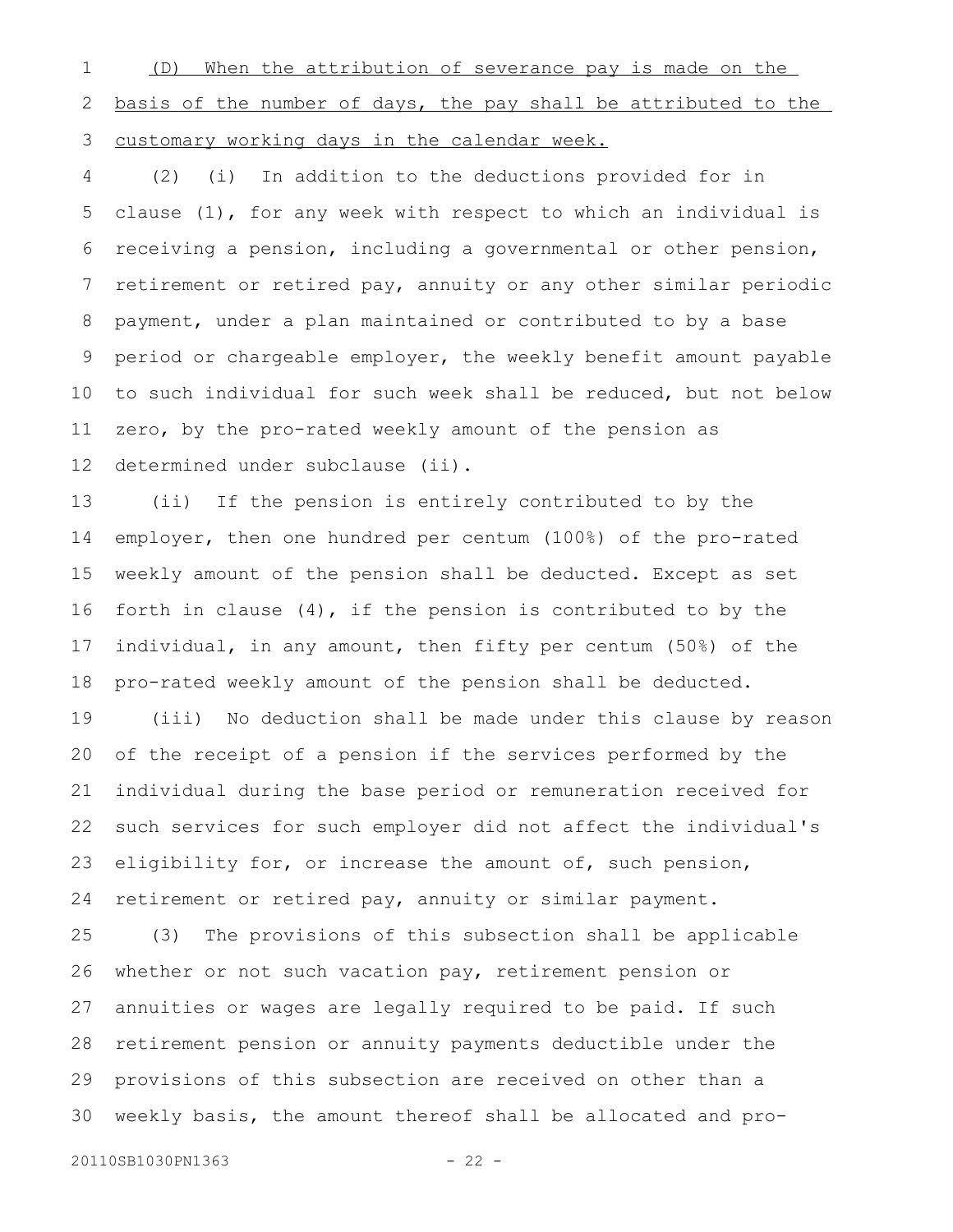<u>(D) When the attribution of severance pay is made on the basis of the number of days, the pay shall be attributed to the customary working days in the calendar week.</u>

(2) (i) In addition to the deductions provided for in clause (1), for any week with respect to which an individual is receiving a pension, including a governmental or other pension, retirement or retired pay, annuity or any other similar periodic payment, under a plan maintained or contributed to by a base period or chargeable employer, the weekly benefit amount payable to such individual for such week shall be reduced, but not below zero, by the pro-rated weekly amount of the pension as determined under subclause (ii).

(ii) If the pension is entirely contributed to by the employer, then one hundred per centum (100%) of the pro-rated weekly amount of the pension shall be deducted. Except as set forth in clause (4), if the pension is contributed to by the individual, in any amount, then fifty per centum (50%) of the pro-rated weekly amount of the pension shall be deducted.

(iii) No deduction shall be made under this clause by reason of the receipt of a pension if the services performed by the individual during the base period or remuneration received for such services for such employer did not affect the individual's eligibility for, or increase the amount of, such pension, retirement or retired pay, annuity or similar payment.

(3) The provisions of this subsection shall be applicable whether or not such vacation pay, retirement pension or annuities or wages are legally required to be paid. If such retirement pension or annuity payments deductible under the provisions of this subsection are received on other than a weekly basis, the amount thereof shall be allocated and pro-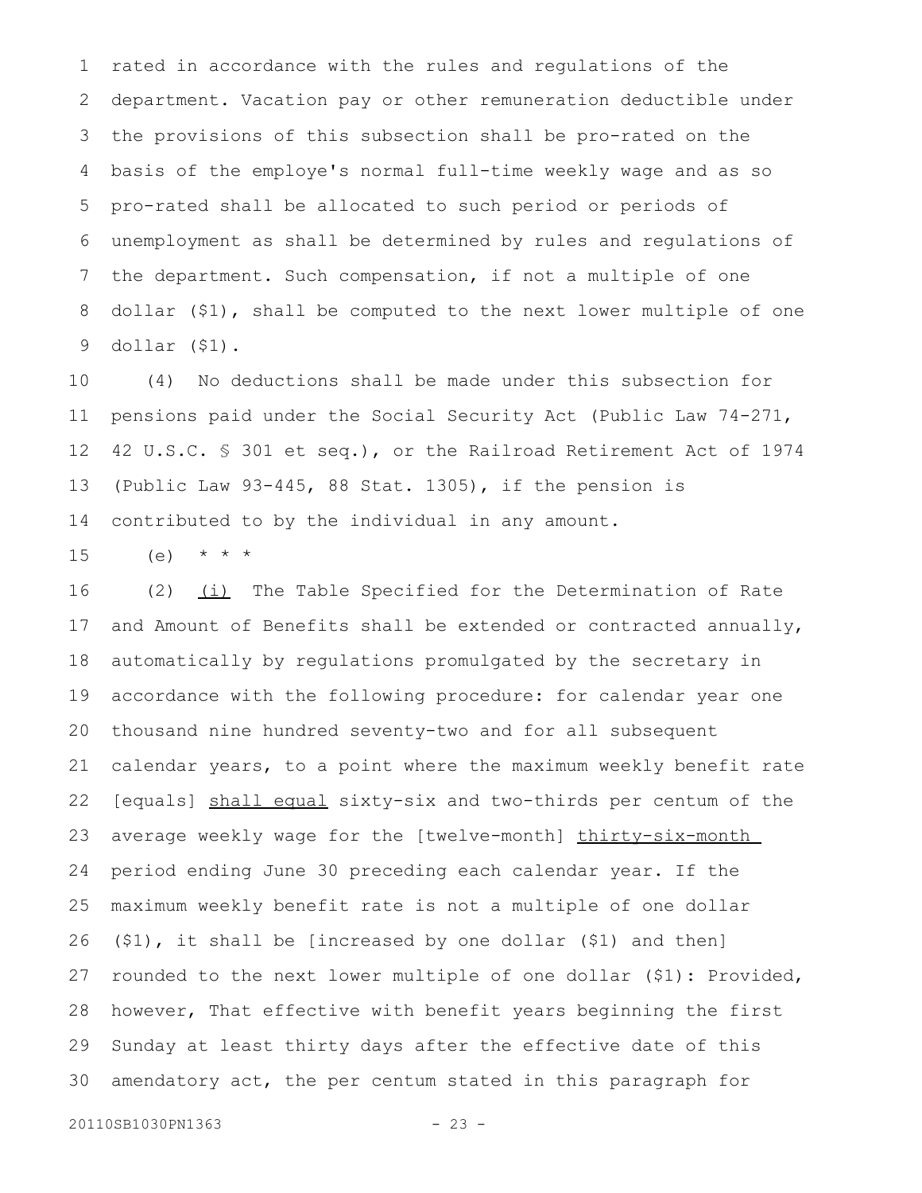rated in accordance with the rules and regulations of the department. Vacation pay or other remuneration deductible under the provisions of this subsection shall be pro-rated on the basis of the employe's normal full-time weekly wage and as so pro-rated shall be allocated to such period or periods of unemployment as shall be determined by rules and regulations of the department. Such compensation, if not a multiple of one dollar ($1), shall be computed to the next lower multiple of one dollar ($1).

(4) No deductions shall be made under this subsection for pensions paid under the Social Security Act (Public Law 74-271, 42 U.S.C. § 301 et seq.), or the Railroad Retirement Act of 1974 (Public Law 93-445, 88 Stat. 1305), if the pension is contributed to by the individual in any amount.

(e) * * *

(2) <u>(i)</u> The Table Specified for the Determination of Rate and Amount of Benefits shall be extended or contracted annually, automatically by regulations promulgated by the secretary in accordance with the following procedure: for calendar year one thousand nine hundred seventy-two and for all subsequent calendar years, to a point where the maximum weekly benefit rate [equals] <u>shall equal</u> sixty-six and two-thirds per centum of the average weekly wage for the [twelve-month] <u>thirty-six-month</u> period ending June 30 preceding each calendar year. If the maximum weekly benefit rate is not a multiple of one dollar ($1), it shall be [increased by one dollar ($1) and then] rounded to the next lower multiple of one dollar ($1): Provided, however, That effective with benefit years beginning the first Sunday at least thirty days after the effective date of this amendatory act, the per centum stated in this paragraph for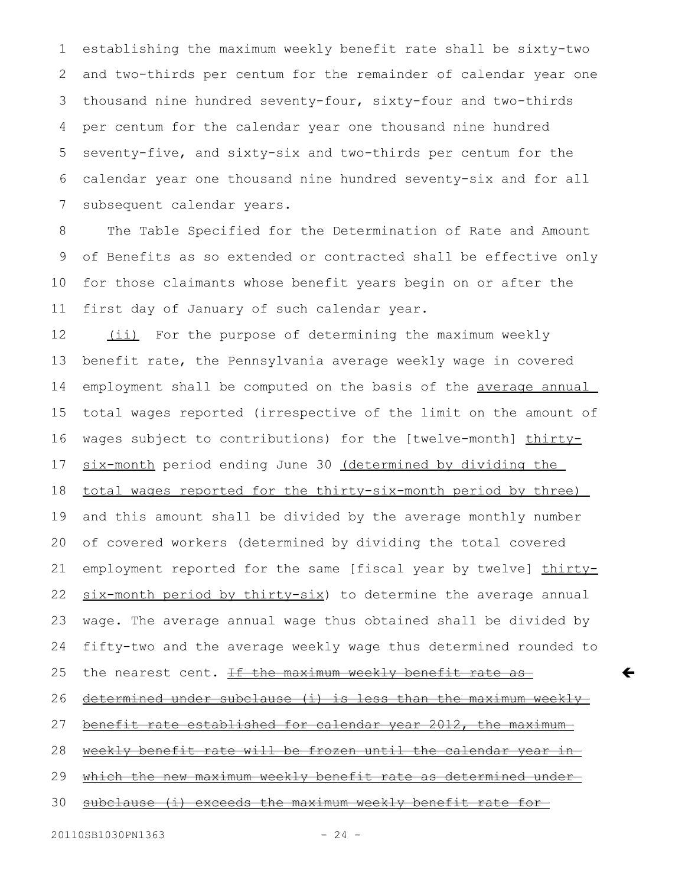establishing the maximum weekly benefit rate shall be sixty-two and two-thirds per centum for the remainder of calendar year one thousand nine hundred seventy-four, sixty-four and two-thirds per centum for the calendar year one thousand nine hundred seventy-five, and sixty-six and two-thirds per centum for the calendar year one thousand nine hundred seventy-six and for all subsequent calendar years.

The Table Specified for the Determination of Rate and Amount of Benefits as so extended or contracted shall be effective only for those claimants whose benefit years begin on or after the first day of January of such calendar year.

<u>(ii)</u> For the purpose of determining the maximum weekly benefit rate, the Pennsylvania average weekly wage in covered employment shall be computed on the basis of the <u>average annual</u> total wages reported (irrespective of the limit on the amount of wages subject to contributions) for the [twelve-month] <u>thirty-six-month</u> period ending June 30 <u>(determined by dividing the total wages reported for the thirty-six-month period by three)</u> and this amount shall be divided by the average monthly number of covered workers (determined by dividing the total covered employment reported for the same [fiscal year by twelve] <u>thirty-six-month period by thirty-six</u>) to determine the average annual wage. The average annual wage thus obtained shall be divided by fifty-two and the average weekly wage thus determined rounded to the nearest cent. ~~If the maximum weekly benefit rate as determined under subclause (i) is less than the maximum weekly benefit rate established for calendar year 2012, the maximum weekly benefit rate will be frozen until the calendar year in which the new maximum weekly benefit rate as determined under subclause (i) exceeds the maximum weekly benefit rate for~~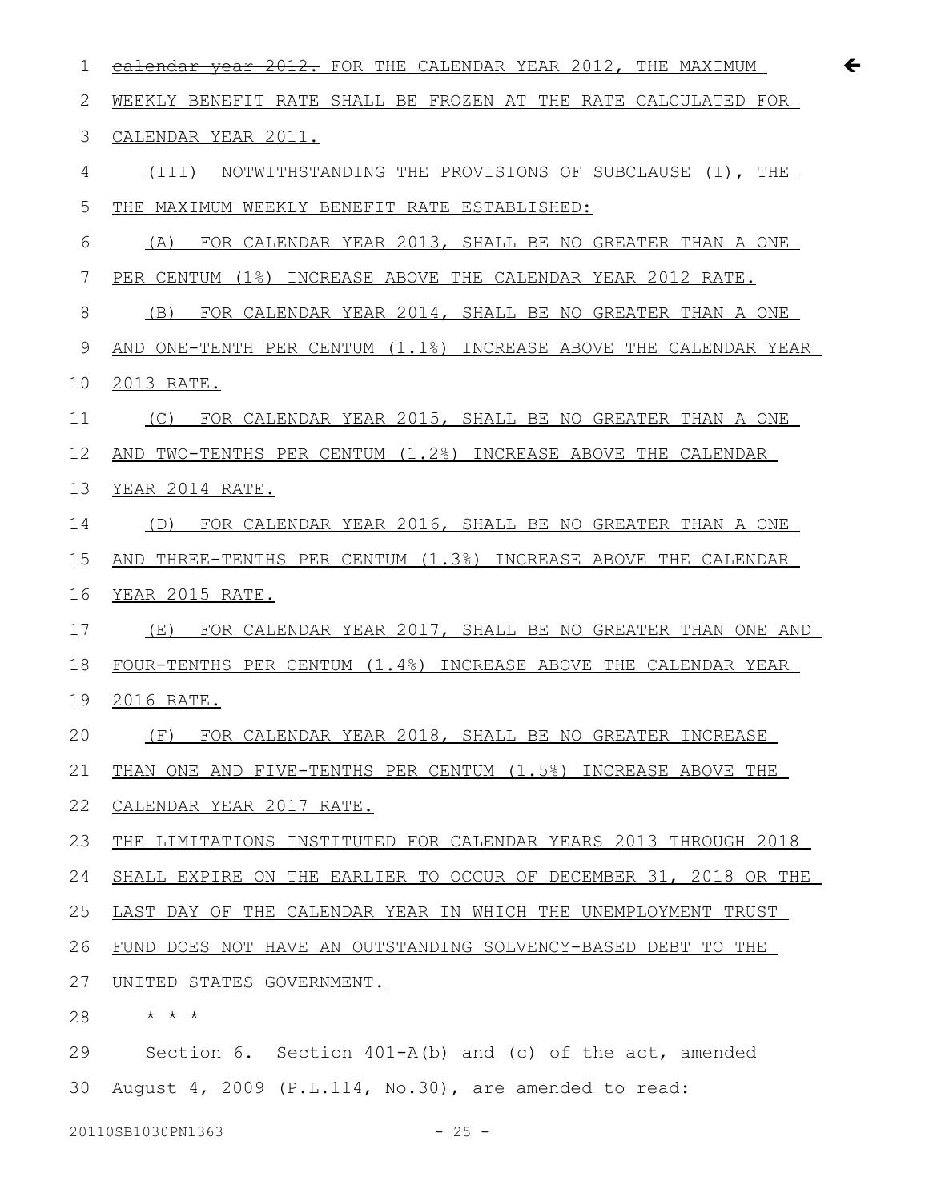~~calendar year 2012.~~ FOR THE CALENDAR YEAR 2012, THE MAXIMUM WEEKLY BENEFIT RATE SHALL BE FROZEN AT THE RATE CALCULATED FOR CALENDAR YEAR 2011.

(III) NOTWITHSTANDING THE PROVISIONS OF SUBCLAUSE (I), THE THE MAXIMUM WEEKLY BENEFIT RATE ESTABLISHED:

(A) FOR CALENDAR YEAR 2013, SHALL BE NO GREATER THAN A ONE PER CENTUM (1%) INCREASE ABOVE THE CALENDAR YEAR 2012 RATE.

(B) FOR CALENDAR YEAR 2014, SHALL BE NO GREATER THAN A ONE AND ONE-TENTH PER CENTUM (1.1%) INCREASE ABOVE THE CALENDAR YEAR 2013 RATE.

(C) FOR CALENDAR YEAR 2015, SHALL BE NO GREATER THAN A ONE AND TWO-TENTHS PER CENTUM (1.2%) INCREASE ABOVE THE CALENDAR YEAR 2014 RATE.

(D) FOR CALENDAR YEAR 2016, SHALL BE NO GREATER THAN A ONE AND THREE-TENTHS PER CENTUM (1.3%) INCREASE ABOVE THE CALENDAR YEAR 2015 RATE.

(E) FOR CALENDAR YEAR 2017, SHALL BE NO GREATER THAN ONE AND FOUR-TENTHS PER CENTUM (1.4%) INCREASE ABOVE THE CALENDAR YEAR 2016 RATE.

(F) FOR CALENDAR YEAR 2018, SHALL BE NO GREATER INCREASE THAN ONE AND FIVE-TENTHS PER CENTUM (1.5%) INCREASE ABOVE THE CALENDAR YEAR 2017 RATE.

THE LIMITATIONS INSTITUTED FOR CALENDAR YEARS 2013 THROUGH 2018 SHALL EXPIRE ON THE EARLIER TO OCCUR OF DECEMBER 31, 2018 OR THE LAST DAY OF THE CALENDAR YEAR IN WHICH THE UNEMPLOYMENT TRUST FUND DOES NOT HAVE AN OUTSTANDING SOLVENCY-BASED DEBT TO THE UNITED STATES GOVERNMENT.

\* \* \*

Section 6. Section 401-A(b) and (c) of the act, amended August 4, 2009 (P.L.114, No.30), are amended to read: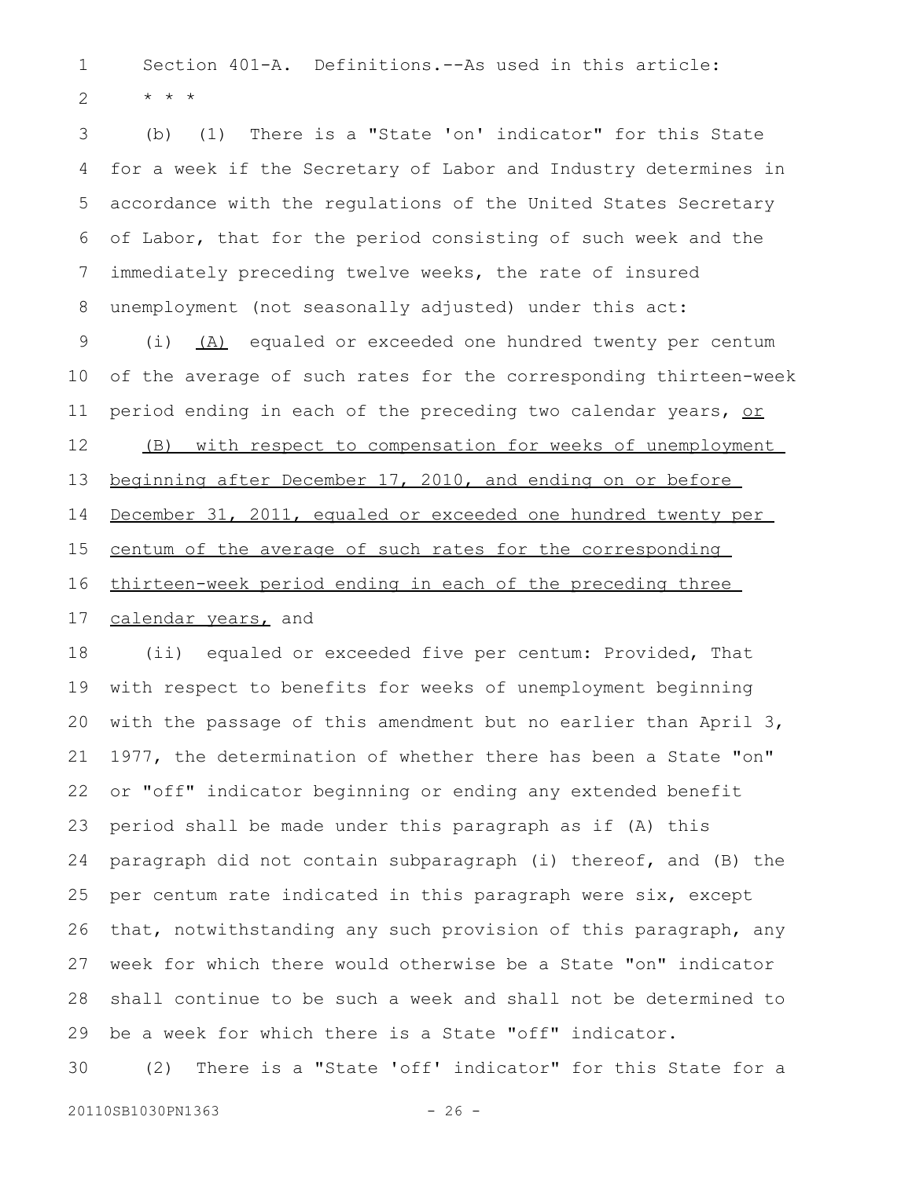Section 401-A. Definitions.--As used in this article:

* * *

(b) (1) There is a "State 'on' indicator" for this State for a week if the Secretary of Labor and Industry determines in accordance with the regulations of the United States Secretary of Labor, that for the period consisting of such week and the immediately preceding twelve weeks, the rate of insured unemployment (not seasonally adjusted) under this act:

(i) <u>(A)</u> equaled or exceeded one hundred twenty per centum of the average of such rates for the corresponding thirteen-week period ending in each of the preceding two calendar years, <u>or (B) with respect to compensation for weeks of unemployment beginning after December 17, 2010, and ending on or before December 31, 2011, equaled or exceeded one hundred twenty per centum of the average of such rates for the corresponding thirteen-week period ending in each of the preceding three calendar years,</u> and

(ii) equaled or exceeded five per centum: Provided, That with respect to benefits for weeks of unemployment beginning with the passage of this amendment but no earlier than April 3, 1977, the determination of whether there has been a State "on" or "off" indicator beginning or ending any extended benefit period shall be made under this paragraph as if (A) this paragraph did not contain subparagraph (i) thereof, and (B) the per centum rate indicated in this paragraph were six, except that, notwithstanding any such provision of this paragraph, any week for which there would otherwise be a State "on" indicator shall continue to be such a week and shall not be determined to be a week for which there is a State "off" indicator.

(2) There is a "State 'off' indicator" for this State for a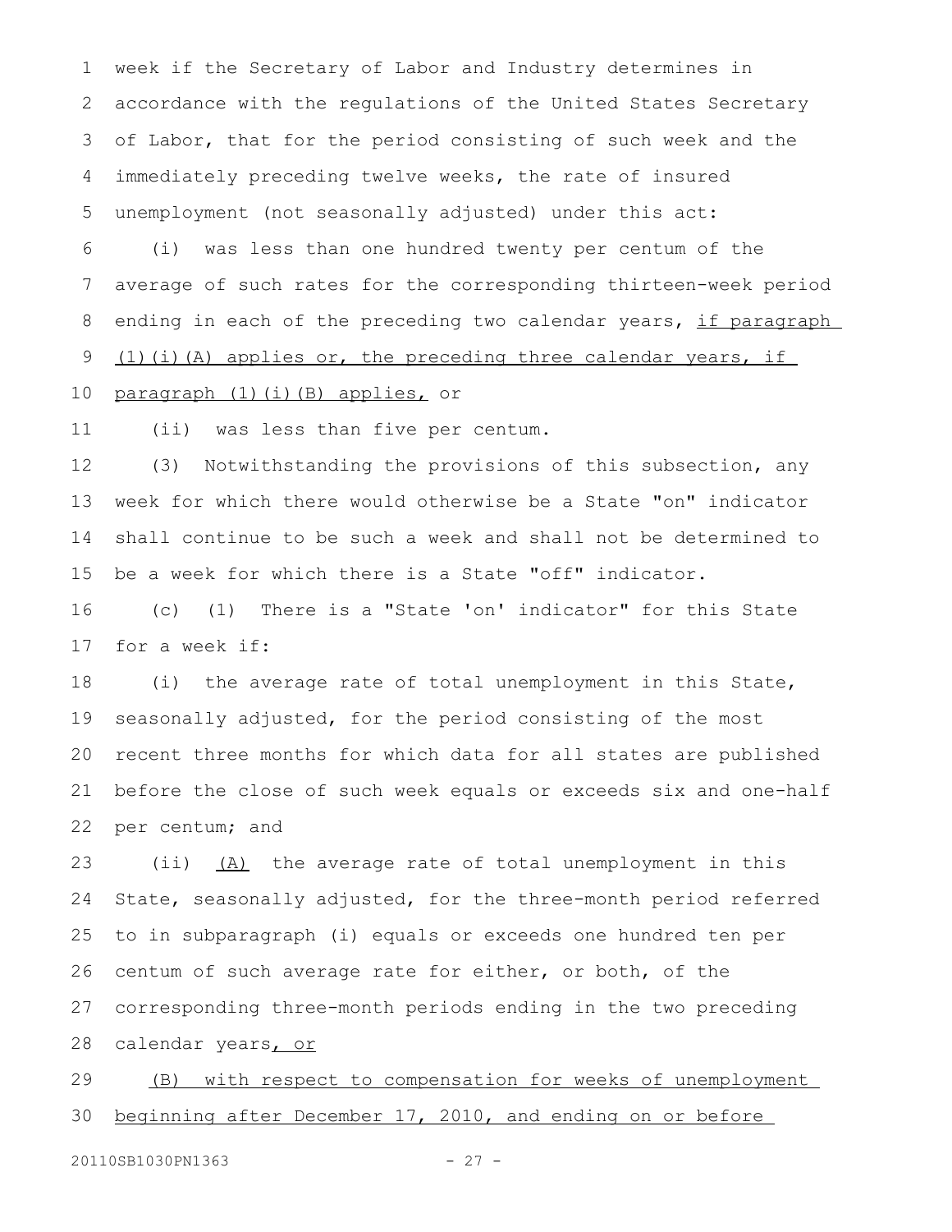week if the Secretary of Labor and Industry determines in accordance with the regulations of the United States Secretary of Labor, that for the period consisting of such week and the immediately preceding twelve weeks, the rate of insured unemployment (not seasonally adjusted) under this act:

(i) was less than one hundred twenty per centum of the average of such rates for the corresponding thirteen-week period ending in each of the preceding two calendar years, <u>if paragraph (1)(i)(A) applies or, the preceding three calendar years, if paragraph (1)(i)(B) applies,</u> or

(ii) was less than five per centum.

(3) Notwithstanding the provisions of this subsection, any week for which there would otherwise be a State "on" indicator shall continue to be such a week and shall not be determined to be a week for which there is a State "off" indicator.

(c) (1) There is a "State 'on' indicator" for this State for a week if:

(i) the average rate of total unemployment in this State, seasonally adjusted, for the period consisting of the most recent three months for which data for all states are published before the close of such week equals or exceeds six and one-half per centum; and

(ii) <u>(A)</u> the average rate of total unemployment in this State, seasonally adjusted, for the three-month period referred to in subparagraph (i) equals or exceeds one hundred ten per centum of such average rate for either, or both, of the corresponding three-month periods ending in the two preceding calendar years<u>, or</u>

<u>(B) with respect to compensation for weeks of unemployment beginning after December 17, 2010, and ending on or before</u>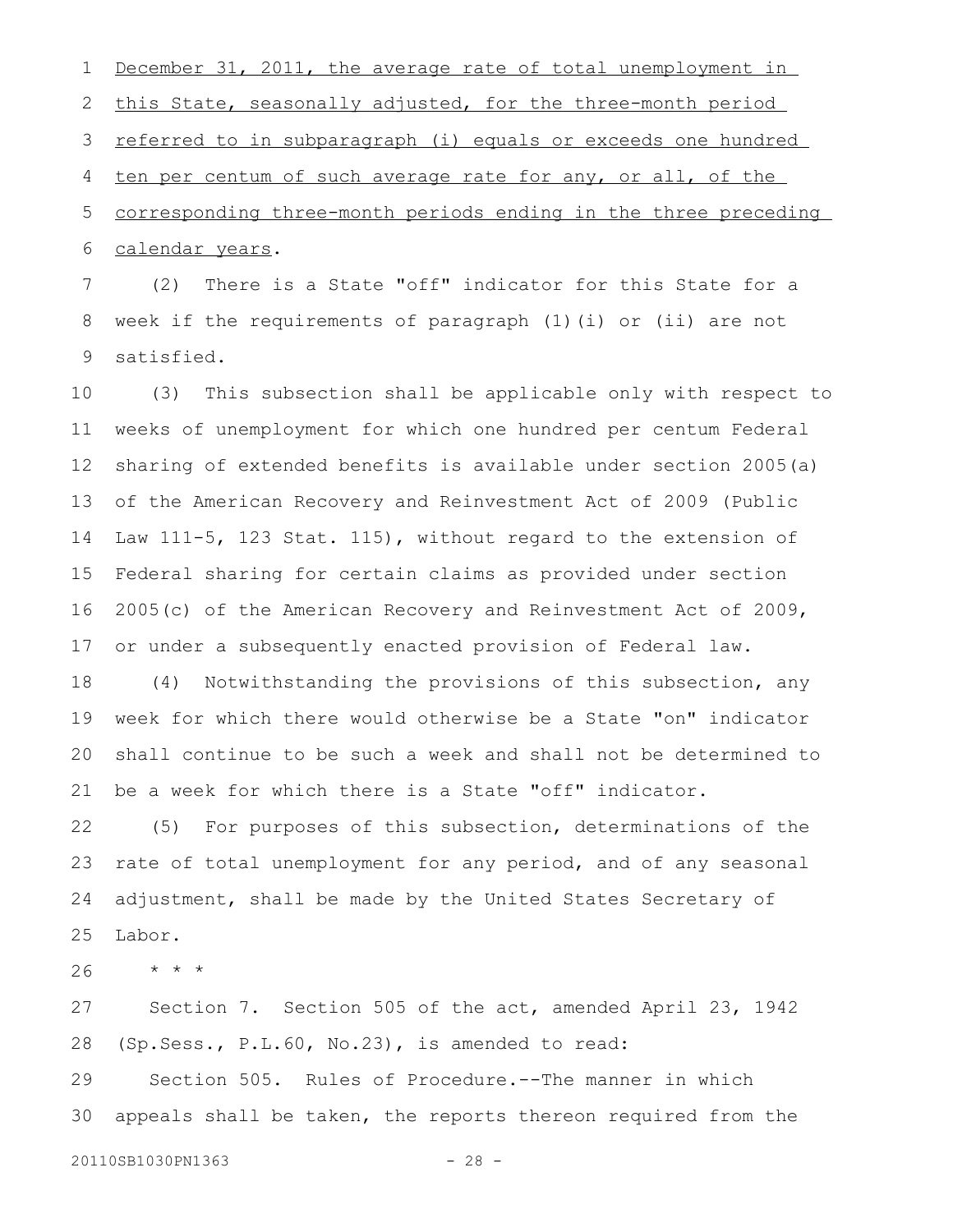December 31, 2011, the average rate of total unemployment in this State, seasonally adjusted, for the three-month period referred to in subparagraph (i) equals or exceeds one hundred ten per centum of such average rate for any, or all, of the corresponding three-month periods ending in the three preceding calendar years.

(2) There is a State "off" indicator for this State for a week if the requirements of paragraph (1)(i) or (ii) are not satisfied.

(3) This subsection shall be applicable only with respect to weeks of unemployment for which one hundred per centum Federal sharing of extended benefits is available under section 2005(a) of the American Recovery and Reinvestment Act of 2009 (Public Law 111-5, 123 Stat. 115), without regard to the extension of Federal sharing for certain claims as provided under section 2005(c) of the American Recovery and Reinvestment Act of 2009, or under a subsequently enacted provision of Federal law.

(4) Notwithstanding the provisions of this subsection, any week for which there would otherwise be a State "on" indicator shall continue to be such a week and shall not be determined to be a week for which there is a State "off" indicator.

(5) For purposes of this subsection, determinations of the rate of total unemployment for any period, and of any seasonal adjustment, shall be made by the United States Secretary of Labor.

* * *

Section 7. Section 505 of the act, amended April 23, 1942 (Sp.Sess., P.L.60, No.23), is amended to read:

Section 505. Rules of Procedure.--The manner in which appeals shall be taken, the reports thereon required from the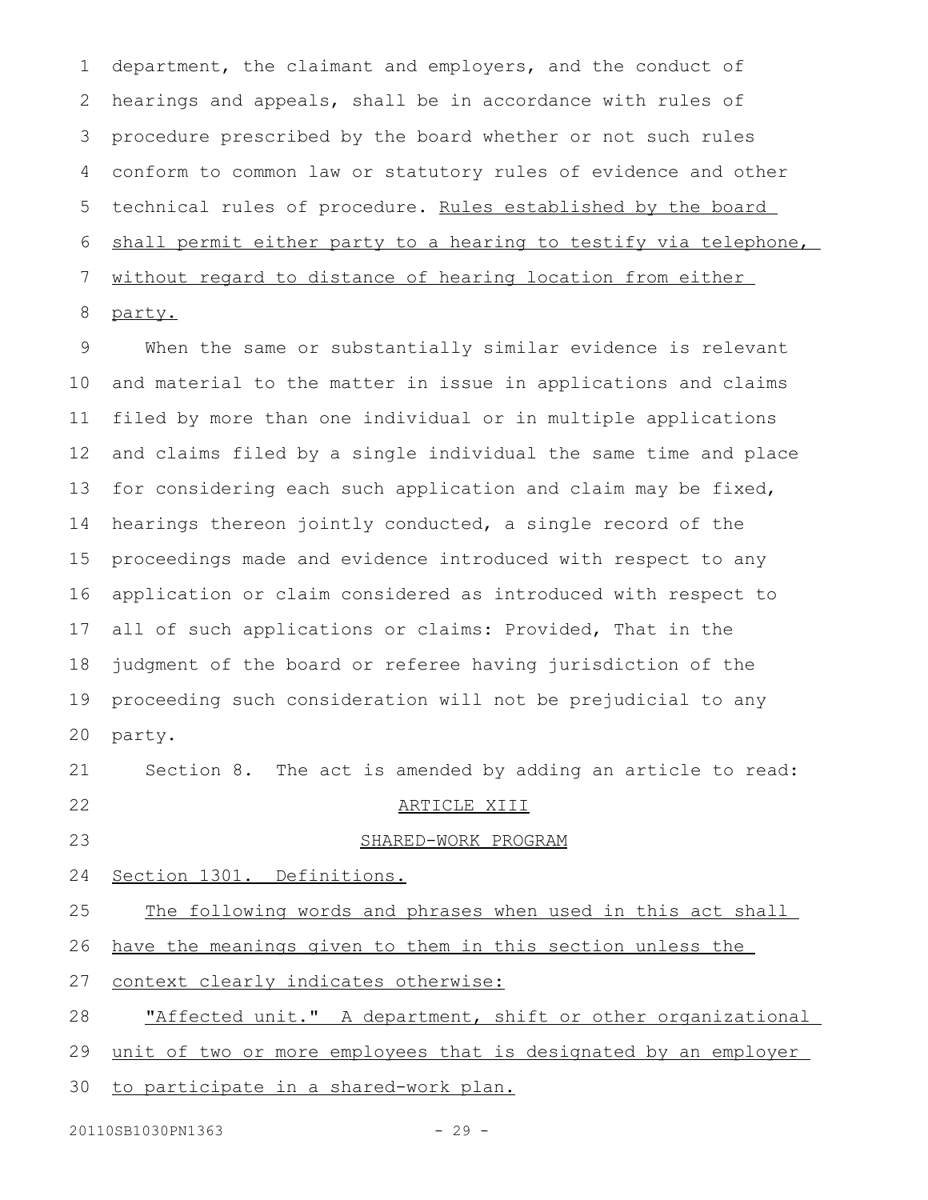department, the claimant and employers, and the conduct of hearings and appeals, shall be in accordance with rules of procedure prescribed by the board whether or not such rules conform to common law or statutory rules of evidence and other technical rules of procedure. Rules established by the board shall permit either party to a hearing to testify via telephone, without regard to distance of hearing location from either party.

When the same or substantially similar evidence is relevant and material to the matter in issue in applications and claims filed by more than one individual or in multiple applications and claims filed by a single individual the same time and place for considering each such application and claim may be fixed, hearings thereon jointly conducted, a single record of the proceedings made and evidence introduced with respect to any application or claim considered as introduced with respect to all of such applications or claims: Provided, That in the judgment of the board or referee having jurisdiction of the proceeding such consideration will not be prejudicial to any party.

Section 8. The act is amended by adding an article to read:

ARTICLE XIII

SHARED-WORK PROGRAM

Section 1301. Definitions.

The following words and phrases when used in this act shall have the meanings given to them in this section unless the context clearly indicates otherwise:

"Affected unit." A department, shift or other organizational unit of two or more employees that is designated by an employer to participate in a shared-work plan.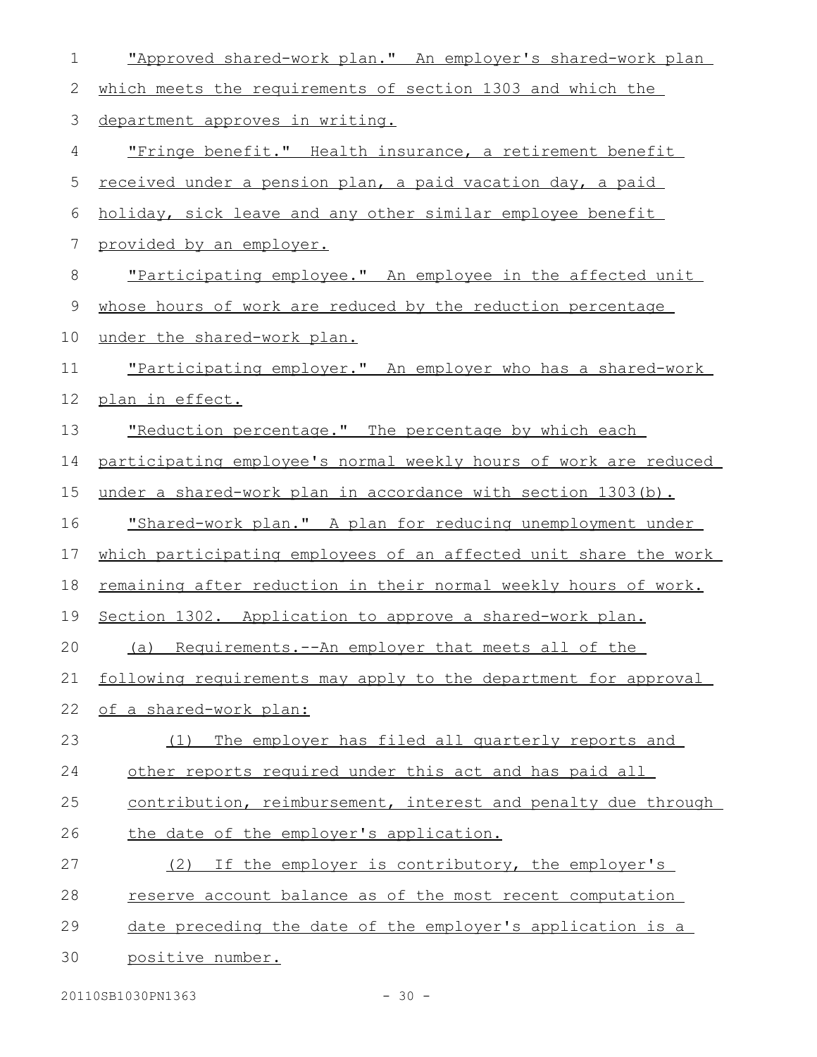"Approved shared-work plan." An employer's shared-work plan which meets the requirements of section 1303 and which the department approves in writing.

"Fringe benefit." Health insurance, a retirement benefit received under a pension plan, a paid vacation day, a paid holiday, sick leave and any other similar employee benefit provided by an employer.

"Participating employee." An employee in the affected unit whose hours of work are reduced by the reduction percentage under the shared-work plan.

"Participating employer." An employer who has a shared-work plan in effect.

"Reduction percentage." The percentage by which each participating employee's normal weekly hours of work are reduced under a shared-work plan in accordance with section 1303(b).

"Shared-work plan." A plan for reducing unemployment under which participating employees of an affected unit share the work remaining after reduction in their normal weekly hours of work.

Section 1302. Application to approve a shared-work plan.

(a) Requirements.--An employer that meets all of the following requirements may apply to the department for approval of a shared-work plan:

(1) The employer has filed all quarterly reports and other reports required under this act and has paid all contribution, reimbursement, interest and penalty due through the date of the employer's application.

(2) If the employer is contributory, the employer's reserve account balance as of the most recent computation date preceding the date of the employer's application is a positive number.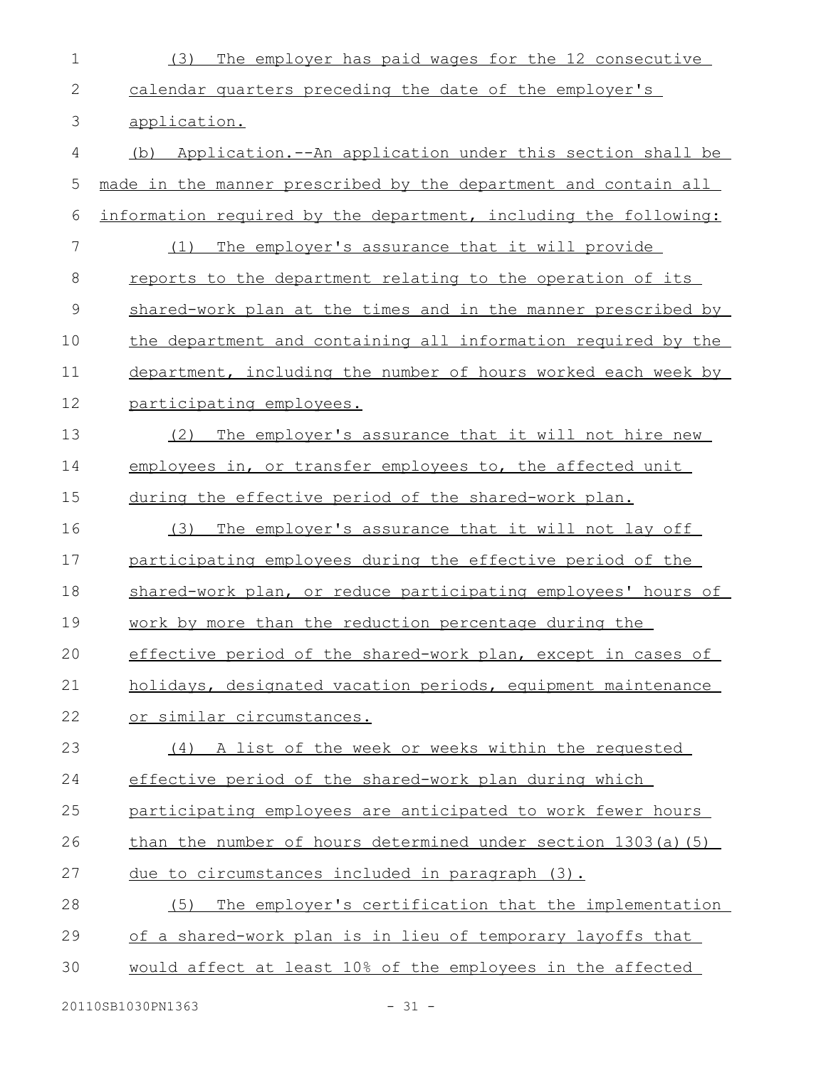(3) The employer has paid wages for the 12 consecutive calendar quarters preceding the date of the employer's application.

(b) Application.--An application under this section shall be made in the manner prescribed by the department and contain all information required by the department, including the following:

(1) The employer's assurance that it will provide reports to the department relating to the operation of its shared-work plan at the times and in the manner prescribed by the department and containing all information required by the department, including the number of hours worked each week by participating employees.

(2) The employer's assurance that it will not hire new employees in, or transfer employees to, the affected unit during the effective period of the shared-work plan.

(3) The employer's assurance that it will not lay off participating employees during the effective period of the shared-work plan, or reduce participating employees' hours of work by more than the reduction percentage during the effective period of the shared-work plan, except in cases of holidays, designated vacation periods, equipment maintenance or similar circumstances.

(4) A list of the week or weeks within the requested effective period of the shared-work plan during which participating employees are anticipated to work fewer hours than the number of hours determined under section 1303(a)(5) due to circumstances included in paragraph (3).

(5) The employer's certification that the implementation of a shared-work plan is in lieu of temporary layoffs that would affect at least 10% of the employees in the affected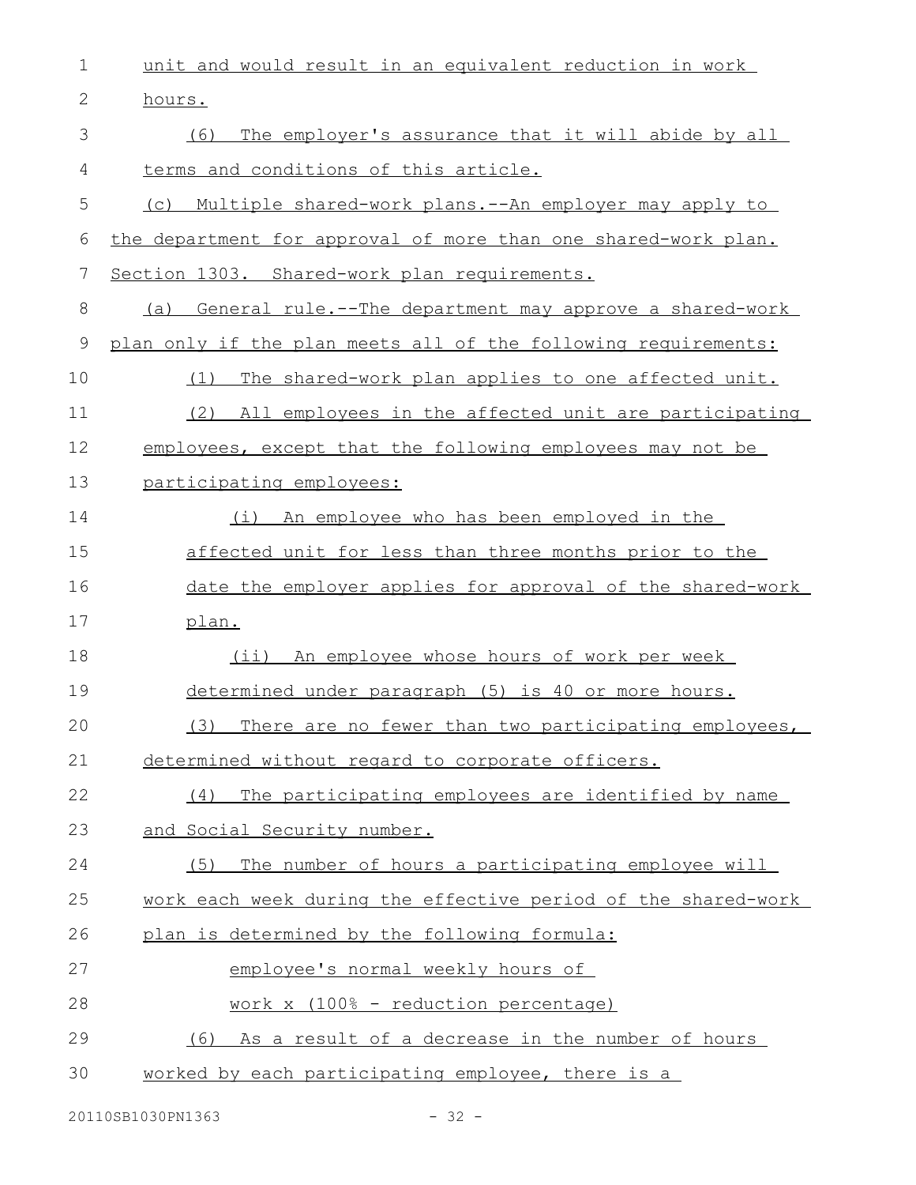unit and would result in an equivalent reduction in work hours.

(6) The employer's assurance that it will abide by all terms and conditions of this article.

(c) Multiple shared-work plans.--An employer may apply to the department for approval of more than one shared-work plan.

Section 1303. Shared-work plan requirements.

(a) General rule.--The department may approve a shared-work plan only if the plan meets all of the following requirements:

(1) The shared-work plan applies to one affected unit.

(2) All employees in the affected unit are participating employees, except that the following employees may not be participating employees:

(i) An employee who has been employed in the affected unit for less than three months prior to the date the employer applies for approval of the shared-work plan.

(ii) An employee whose hours of work per week determined under paragraph (5) is 40 or more hours.

(3) There are no fewer than two participating employees, determined without regard to corporate officers.

(4) The participating employees are identified by name and Social Security number.

(5) The number of hours a participating employee will work each week during the effective period of the shared-work plan is determined by the following formula:

employee's normal weekly hours of work x (100% - reduction percentage)

(6) As a result of a decrease in the number of hours worked by each participating employee, there is a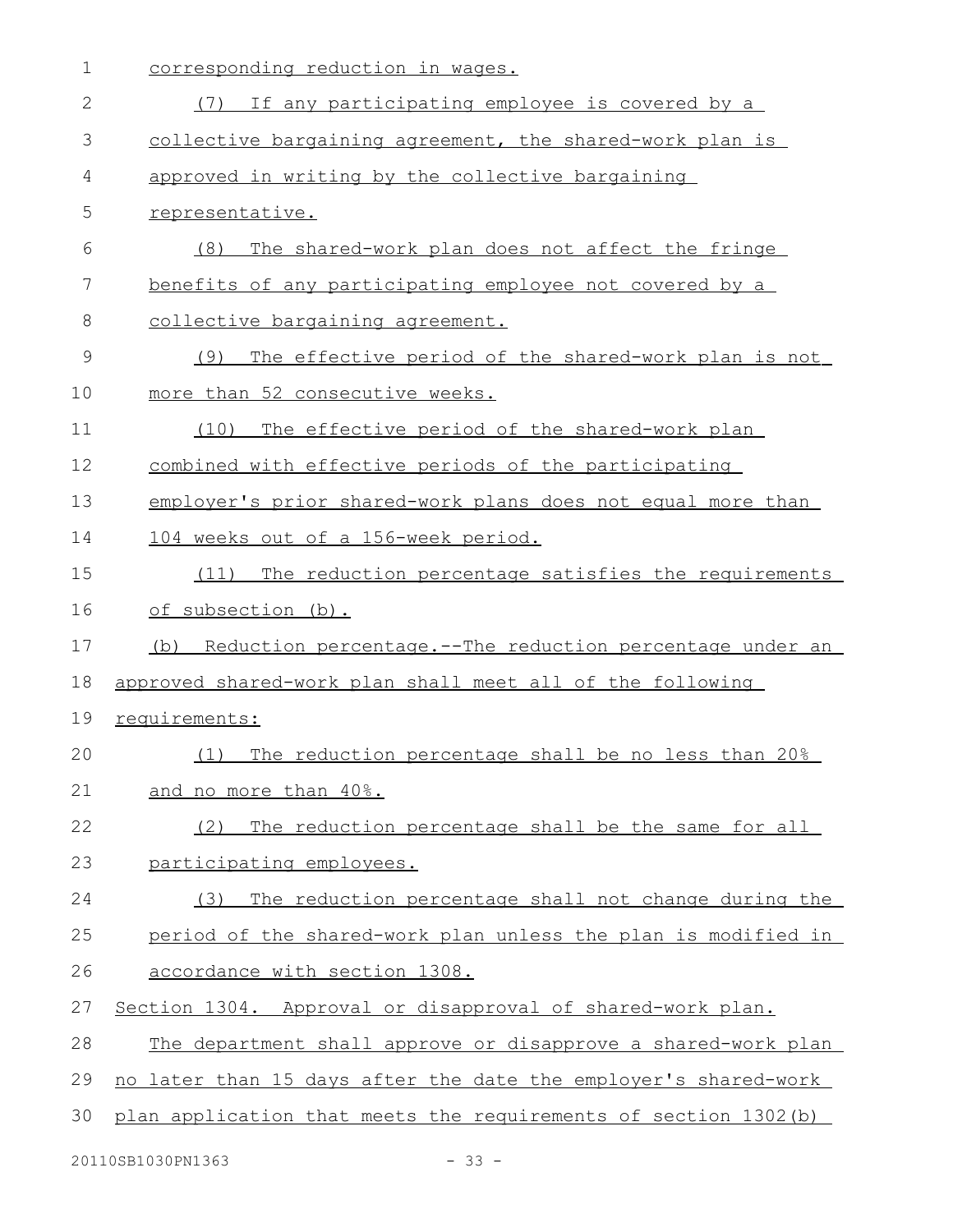corresponding reduction in wages.

(7) If any participating employee is covered by a collective bargaining agreement, the shared-work plan is approved in writing by the collective bargaining representative.

(8) The shared-work plan does not affect the fringe benefits of any participating employee not covered by a collective bargaining agreement.

(9) The effective period of the shared-work plan is not more than 52 consecutive weeks.

(10) The effective period of the shared-work plan combined with effective periods of the participating employer's prior shared-work plans does not equal more than 104 weeks out of a 156-week period.

(11) The reduction percentage satisfies the requirements of subsection (b).

(b) Reduction percentage.--The reduction percentage under an approved shared-work plan shall meet all of the following requirements:

(1) The reduction percentage shall be no less than 20% and no more than 40%.

(2) The reduction percentage shall be the same for all participating employees.

(3) The reduction percentage shall not change during the period of the shared-work plan unless the plan is modified in accordance with section 1308.

Section 1304. Approval or disapproval of shared-work plan.

The department shall approve or disapprove a shared-work plan no later than 15 days after the date the employer's shared-work plan application that meets the requirements of section 1302(b)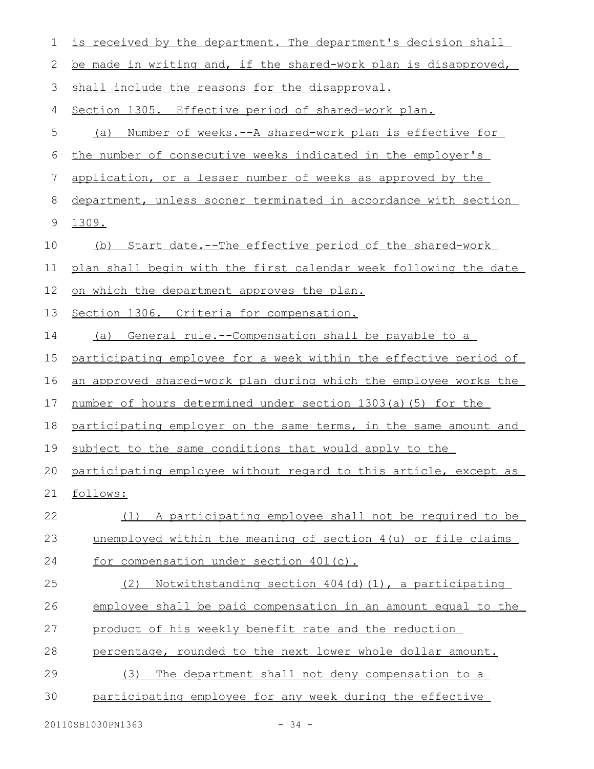is received by the department. The department's decision shall be made in writing and, if the shared-work plan is disapproved, shall include the reasons for the disapproval.

Section 1305. Effective period of shared-work plan.

(a) Number of weeks.--A shared-work plan is effective for the number of consecutive weeks indicated in the employer's application, or a lesser number of weeks as approved by the department, unless sooner terminated in accordance with section 1309.

(b) Start date.--The effective period of the shared-work plan shall begin with the first calendar week following the date on which the department approves the plan.

Section 1306. Criteria for compensation.

(a) General rule.--Compensation shall be payable to a participating employee for a week within the effective period of an approved shared-work plan during which the employee works the number of hours determined under section 1303(a)(5) for the participating employer on the same terms, in the same amount and subject to the same conditions that would apply to the participating employee without regard to this article, except as follows:

(1) A participating employee shall not be required to be unemployed within the meaning of section 4(u) or file claims for compensation under section 401(c).

(2) Notwithstanding section 404(d)(1), a participating employee shall be paid compensation in an amount equal to the product of his weekly benefit rate and the reduction percentage, rounded to the next lower whole dollar amount.

(3) The department shall not deny compensation to a participating employee for any week during the effective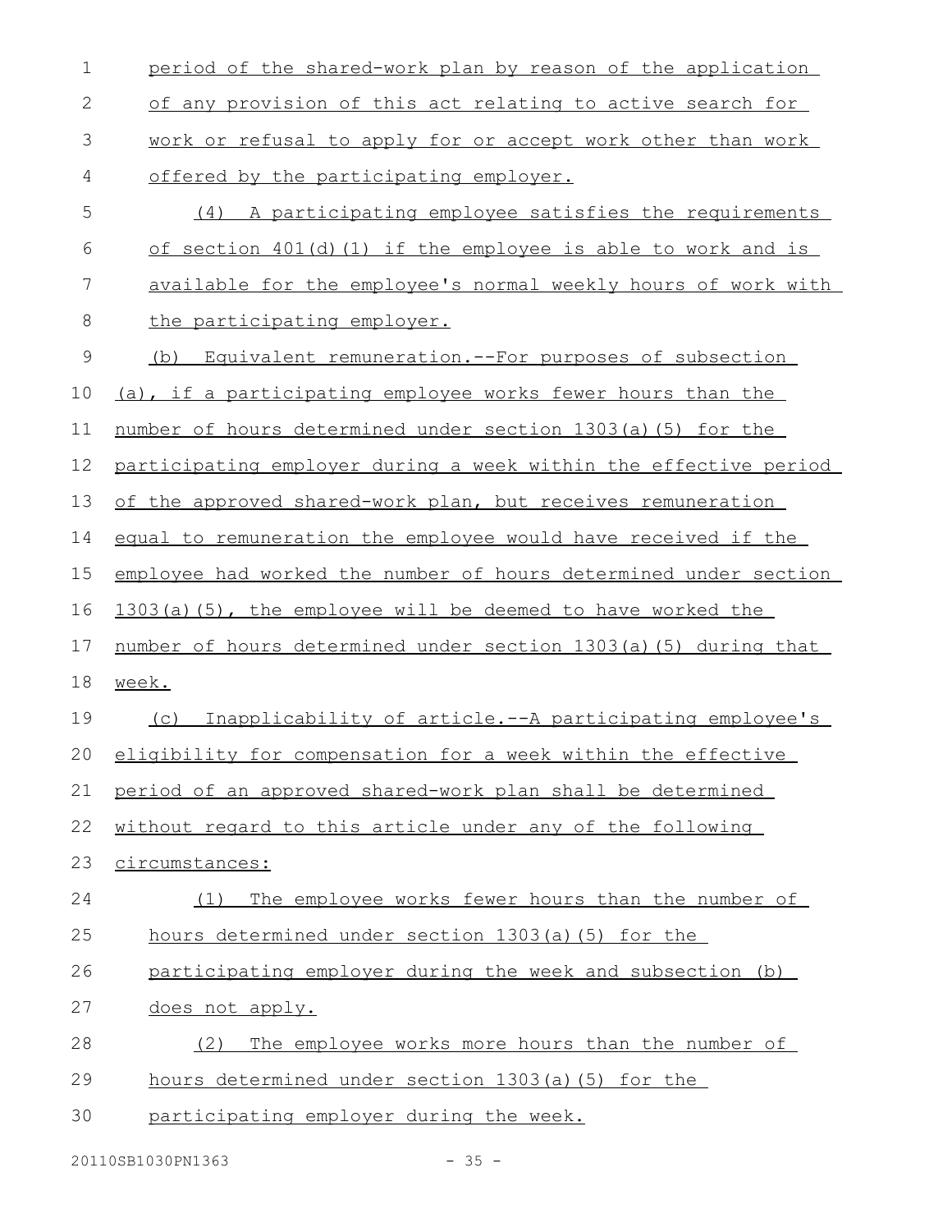period of the shared-work plan by reason of the application of any provision of this act relating to active search for work or refusal to apply for or accept work other than work offered by the participating employer.

(4) A participating employee satisfies the requirements of section 401(d)(1) if the employee is able to work and is available for the employee's normal weekly hours of work with the participating employer.

(b) Equivalent remuneration.--For purposes of subsection (a), if a participating employee works fewer hours than the number of hours determined under section 1303(a)(5) for the participating employer during a week within the effective period of the approved shared-work plan, but receives remuneration equal to remuneration the employee would have received if the employee had worked the number of hours determined under section 1303(a)(5), the employee will be deemed to have worked the number of hours determined under section 1303(a)(5) during that week.

(c) Inapplicability of article.--A participating employee's eligibility for compensation for a week within the effective period of an approved shared-work plan shall be determined without regard to this article under any of the following circumstances:

(1) The employee works fewer hours than the number of hours determined under section 1303(a)(5) for the participating employer during the week and subsection (b) does not apply.

(2) The employee works more hours than the number of hours determined under section 1303(a)(5) for the participating employer during the week.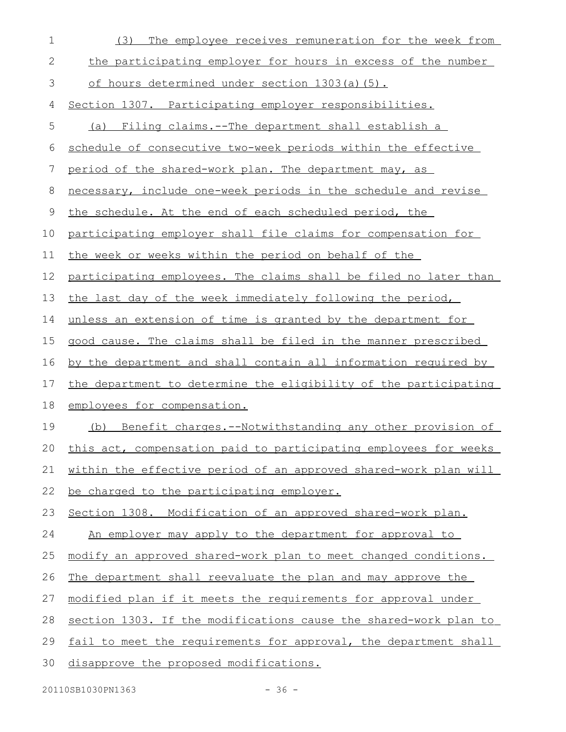(3) The employee receives remuneration for the week from the participating employer for hours in excess of the number of hours determined under section 1303(a)(5).

Section 1307. Participating employer responsibilities.

(a) Filing claims.--The department shall establish a schedule of consecutive two-week periods within the effective period of the shared-work plan. The department may, as necessary, include one-week periods in the schedule and revise the schedule. At the end of each scheduled period, the participating employer shall file claims for compensation for the week or weeks within the period on behalf of the participating employees. The claims shall be filed no later than the last day of the week immediately following the period, unless an extension of time is granted by the department for good cause. The claims shall be filed in the manner prescribed by the department and shall contain all information required by the department to determine the eligibility of the participating employees for compensation.

(b) Benefit charges.--Notwithstanding any other provision of this act, compensation paid to participating employees for weeks within the effective period of an approved shared-work plan will be charged to the participating employer.

Section 1308. Modification of an approved shared-work plan.

An employer may apply to the department for approval to modify an approved shared-work plan to meet changed conditions. The department shall reevaluate the plan and may approve the modified plan if it meets the requirements for approval under section 1303. If the modifications cause the shared-work plan to fail to meet the requirements for approval, the department shall disapprove the proposed modifications.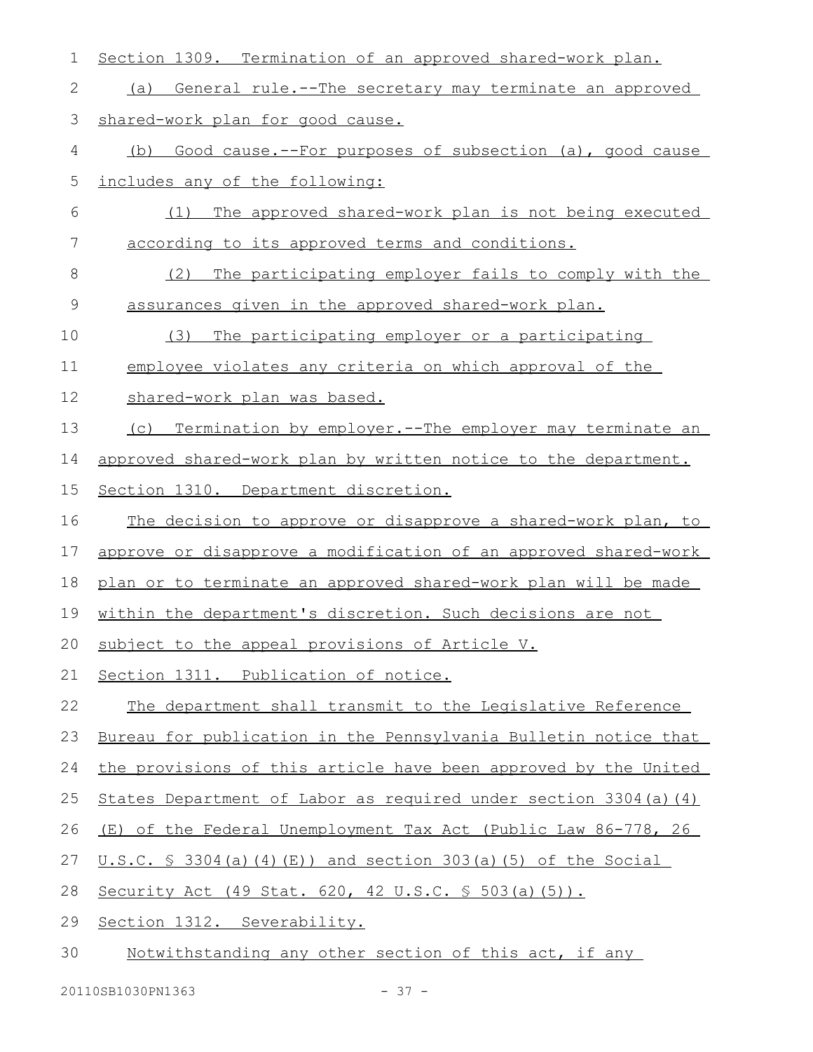Section 1309. Termination of an approved shared-work plan.

(a) General rule.--The secretary may terminate an approved shared-work plan for good cause.

(b) Good cause.--For purposes of subsection (a), good cause includes any of the following:

(1) The approved shared-work plan is not being executed according to its approved terms and conditions.

(2) The participating employer fails to comply with the assurances given in the approved shared-work plan.

(3) The participating employer or a participating employee violates any criteria on which approval of the shared-work plan was based.

(c) Termination by employer.--The employer may terminate an approved shared-work plan by written notice to the department.

Section 1310. Department discretion.

The decision to approve or disapprove a shared-work plan, to approve or disapprove a modification of an approved shared-work plan or to terminate an approved shared-work plan will be made within the department's discretion. Such decisions are not subject to the appeal provisions of Article V.

Section 1311. Publication of notice.

The department shall transmit to the Legislative Reference Bureau for publication in the Pennsylvania Bulletin notice that the provisions of this article have been approved by the United States Department of Labor as required under section 3304(a)(4)(E) of the Federal Unemployment Tax Act (Public Law 86-778, 26 U.S.C. § 3304(a)(4)(E)) and section 303(a)(5) of the Social Security Act (49 Stat. 620, 42 U.S.C. § 503(a)(5)).

Section 1312. Severability.

Notwithstanding any other section of this act, if any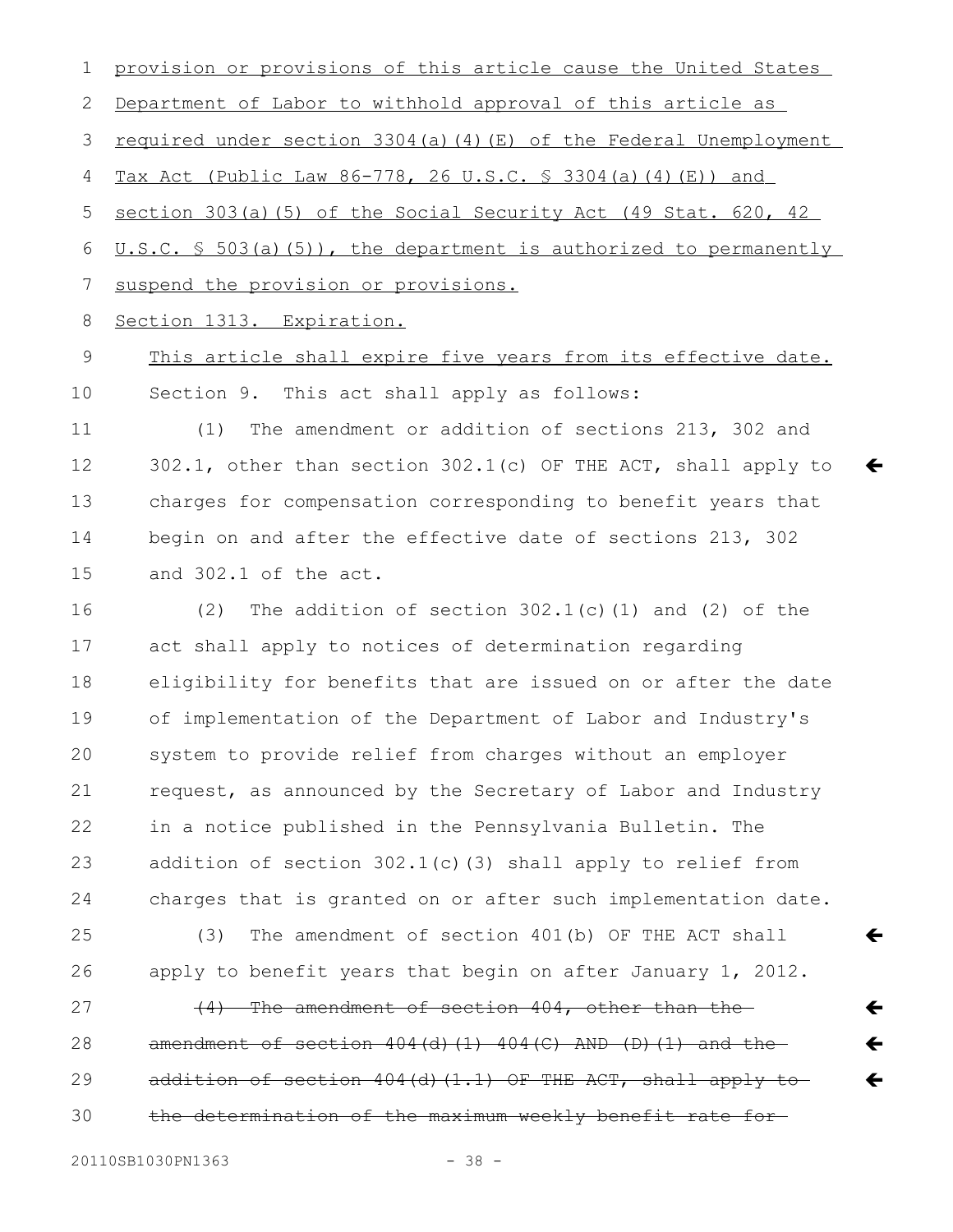provision or provisions of this article cause the United States Department of Labor to withhold approval of this article as required under section 3304(a)(4)(E) of the Federal Unemployment Tax Act (Public Law 86-778, 26 U.S.C. § 3304(a)(4)(E)) and section 303(a)(5) of the Social Security Act (49 Stat. 620, 42 U.S.C. § 503(a)(5)), the department is authorized to permanently suspend the provision or provisions.

Section 1313. Expiration.

This article shall expire five years from its effective date.

Section 9. This act shall apply as follows:

(1) The amendment or addition of sections 213, 302 and 302.1, other than section 302.1(c) OF THE ACT, shall apply to charges for compensation corresponding to benefit years that begin on and after the effective date of sections 213, 302 and 302.1 of the act.

(2) The addition of section 302.1(c)(1) and (2) of the act shall apply to notices of determination regarding eligibility for benefits that are issued on or after the date of implementation of the Department of Labor and Industry's system to provide relief from charges without an employer request, as announced by the Secretary of Labor and Industry in a notice published in the Pennsylvania Bulletin. The addition of section 302.1(c)(3) shall apply to relief from charges that is granted on or after such implementation date.

(3) The amendment of section 401(b) OF THE ACT shall apply to benefit years that begin on after January 1, 2012.

~~(4) The amendment of section 404, other than the amendment of section 404(d)(1) 404(C) AND (D)(1) and the addition of section 404(d)(1.1) OF THE ACT, shall apply to the determination of the maximum weekly benefit rate for~~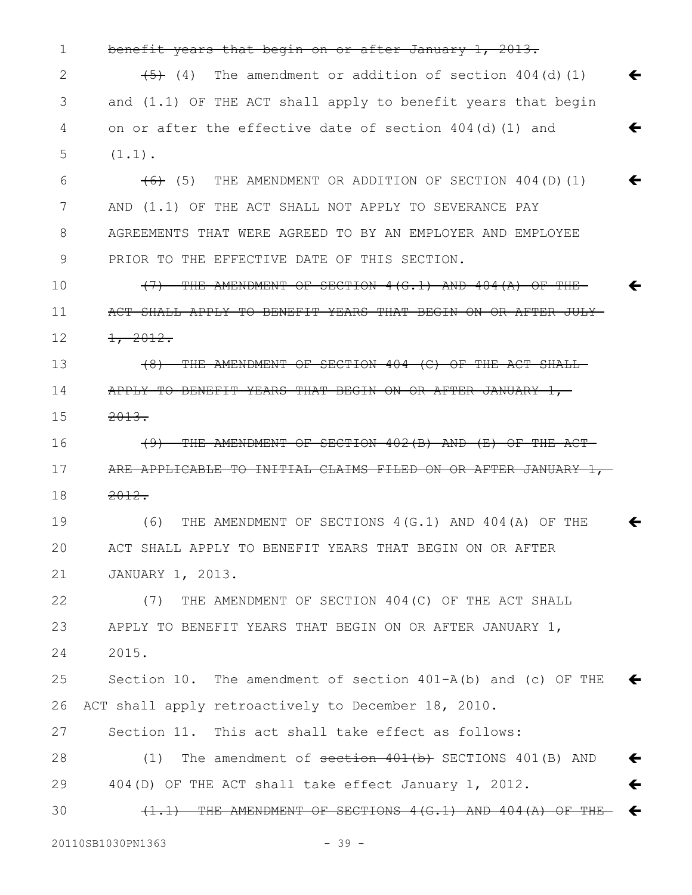~~benefit years that begin on or after January 1, 2013.~~

~~(5)~~ (4) The amendment or addition of section 404(d)(1) and (1.1) OF THE ACT shall apply to benefit years that begin on or after the effective date of section 404(d)(1) and (1.1).

~~(6)~~ (5) THE AMENDMENT OR ADDITION OF SECTION 404(D)(1) AND (1.1) OF THE ACT SHALL NOT APPLY TO SEVERANCE PAY AGREEMENTS THAT WERE AGREED TO BY AN EMPLOYER AND EMPLOYEE PRIOR TO THE EFFECTIVE DATE OF THIS SECTION.

~~(7) THE AMENDMENT OF SECTION 4(G.1) AND 404(A) OF THE ACT SHALL APPLY TO BENEFIT YEARS THAT BEGIN ON OR AFTER JULY 1, 2012.~~

~~(8) THE AMENDMENT OF SECTION 404 (C) OF THE ACT SHALL APPLY TO BENEFIT YEARS THAT BEGIN ON OR AFTER JANUARY 1, 2013.~~

~~(9) THE AMENDMENT OF SECTION 402(B) AND (E) OF THE ACT ARE APPLICABLE TO INITIAL CLAIMS FILED ON OR AFTER JANUARY 1, 2012.~~

(6) THE AMENDMENT OF SECTIONS 4(G.1) AND 404(A) OF THE ACT SHALL APPLY TO BENEFIT YEARS THAT BEGIN ON OR AFTER JANUARY 1, 2013.

(7) THE AMENDMENT OF SECTION 404(C) OF THE ACT SHALL APPLY TO BENEFIT YEARS THAT BEGIN ON OR AFTER JANUARY 1, 2015.

Section 10. The amendment of section 401-A(b) and (c) OF THE ACT shall apply retroactively to December 18, 2010.

Section 11. This act shall take effect as follows:

(1) The amendment of ~~section 401(b)~~ SECTIONS 401(B) AND 404(D) OF THE ACT shall take effect January 1, 2012.

~~(1.1) THE AMENDMENT OF SECTIONS 4(G.1) AND 404(A) OF THE~~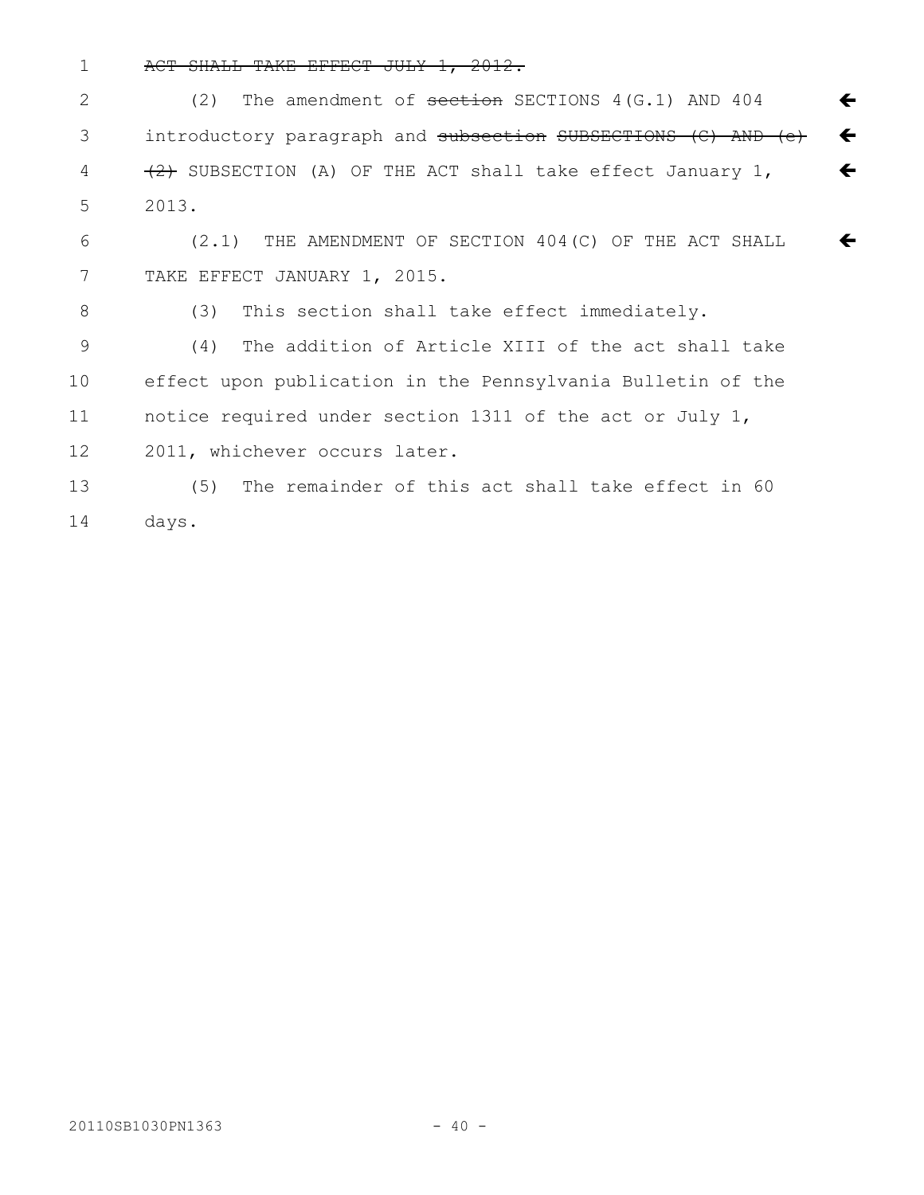~~ACT SHALL TAKE EFFECT JULY 1, 2012.~~

(2) The amendment of ~~section~~ SECTIONS 4(G.1) AND 404 introductory paragraph and ~~subsection~~ ~~SUBSECTIONS (C) AND (e)~~ ~~(2)~~ SUBSECTION (A) OF THE ACT shall take effect January 1, 2013.

(2.1) THE AMENDMENT OF SECTION 404(C) OF THE ACT SHALL TAKE EFFECT JANUARY 1, 2015.

(3) This section shall take effect immediately.

(4) The addition of Article XIII of the act shall take effect upon publication in the Pennsylvania Bulletin of the notice required under section 1311 of the act or July 1, 2011, whichever occurs later.

(5) The remainder of this act shall take effect in 60 days.